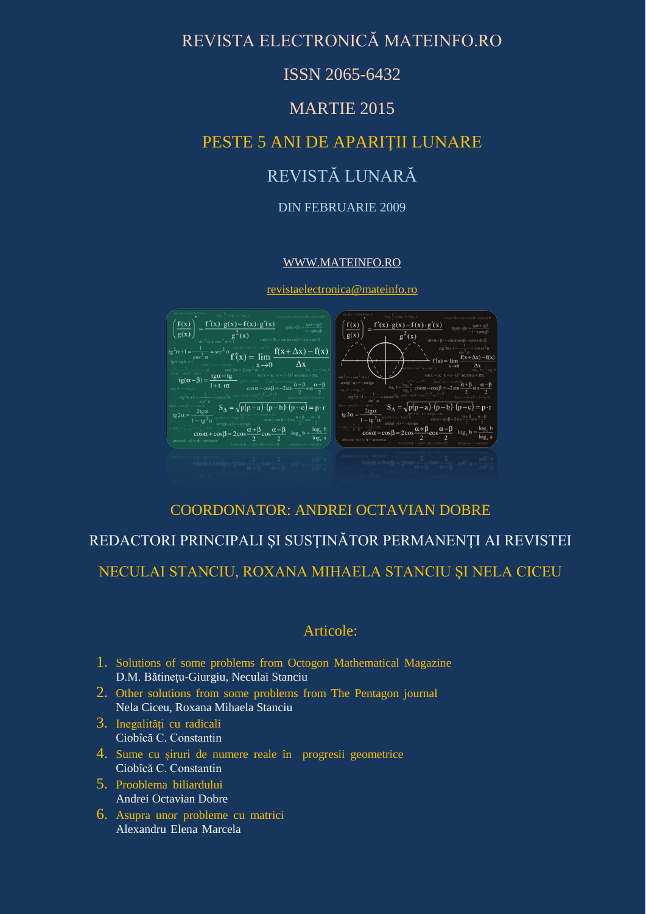REVISTA ELECTRONICĂ MATEINFO.RO

ISSN 2065-6432

MARTIE 2015

PESTE 5 ANI DE APARIŢII LUNARE

REVISTĂ LUNARĂ

DIN FEBRUARIE 2009

WWW.MATEINFO.RO

revistaelectronica@mateinfo.ro

COORDONATOR: ANDREI OCTAVIAN DOBRE

REDACTORI PRINCIPALI ŞI SUSŢINĂTOR PERMANENŢI AI REVISTEI

NECULAI STANCIU, ROXANA MIHAELA STANCIU ŞI NELA CICEU

## Articole:

1. Solutions of some problems from Octogon Mathematical Magazine
   D.M. Bătineţu-Giurgiu, Neculai Stanciu
2. Other solutions from some problems from The Pentagon journal
   Nela Ciceu, Roxana Mihaela Stanciu
3. Inegalităţi cu radicali
   Ciobîcă C. Constantin
4. Sume cu şiruri de numere reale în progresii geometrice
   Ciobîcă C. Constantin
5. Prooblema biliardului
   Andrei Octavian Dobre
6. Asupra unor probleme cu matrici
   Alexandru Elena Marcela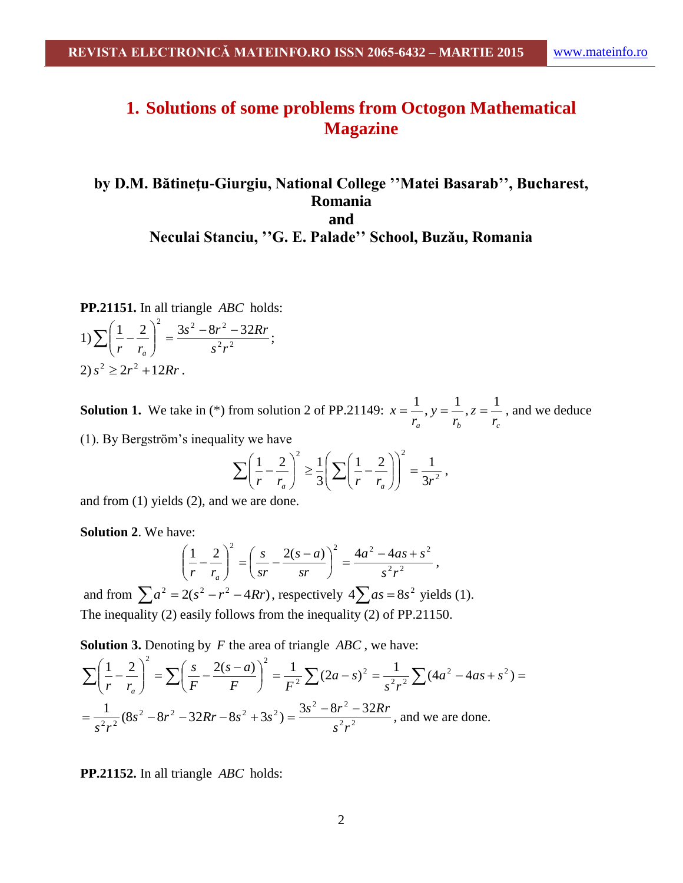# 1. Solutions of some problems from Octogon Mathematical Magazine

### by D.M. Bătineţu-Giurgiu, National College ''Matei Basarab'', Bucharest, Romania
### and
### Neculai Stanciu, ''G. E. Palade'' School, Buzău, Romania

**PP.21151.** In all triangle $ABC$ holds:

1) $\sum\left(\frac{1}{r}-\frac{2}{r_a}\right)^2=\frac{3s^2-8r^2-32Rr}{s^2r^2}$;

2) $s^2 \geq 2r^2+12Rr$.

**Solution 1.** We take in (*) from solution 2 of PP.21149: $x=\frac{1}{r_a}, y=\frac{1}{r_b}, z=\frac{1}{r_c}$, and we deduce (1). By Bergström's inequality we have

$$\sum\left(\frac{1}{r}-\frac{2}{r_a}\right)^2 \geq \frac{1}{3}\left(\sum\left(\frac{1}{r}-\frac{2}{r_a}\right)\right)^2=\frac{1}{3r^2},$$

and from (1) yields (2), and we are done.

**Solution 2**. We have:

$$\left(\frac{1}{r}-\frac{2}{r_a}\right)^2=\left(\frac{s}{sr}-\frac{2(s-a)}{sr}\right)^2=\frac{4a^2-4as+s^2}{s^2r^2},$$

and from $\sum a^2=2(s^2-r^2-4Rr)$, respectively $4\sum as=8s^2$ yields (1).
The inequality (2) easily follows from the inequality (2) of PP.21150.

**Solution 3.** Denoting by $F$ the area of triangle $ABC$, we have:

$$\sum\left(\frac{1}{r}-\frac{2}{r_a}\right)^2=\sum\left(\frac{s}{F}-\frac{2(s-a)}{F}\right)^2=\frac{1}{F^2}\sum(2a-s)^2=\frac{1}{s^2r^2}\sum(4a^2-4as+s^2)=$$

$$=\frac{1}{s^2r^2}(8s^2-8r^2-32Rr-8s^2+3s^2)=\frac{3s^2-8r^2-32Rr}{s^2r^2},$$ and we are done.

**PP.21152.** In all triangle $ABC$ holds: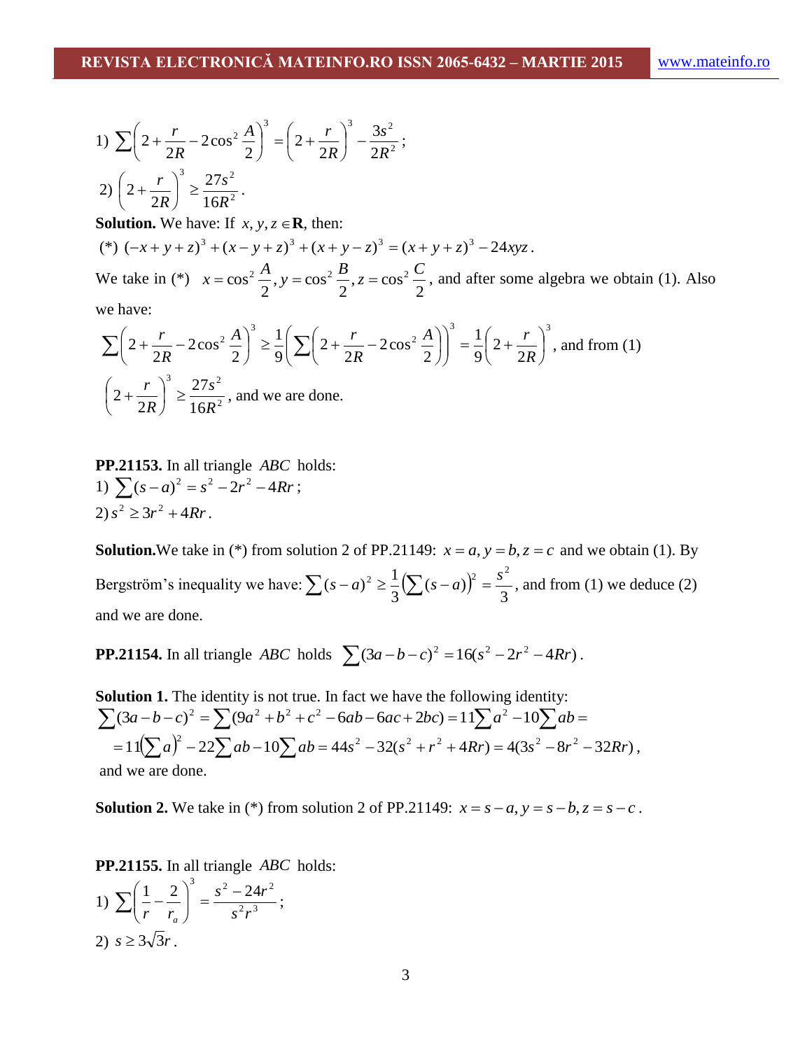1) $\sum\left(2+\frac{r}{2R}-2\cos^2\frac{A}{2}\right)^3=\left(2+\frac{r}{2R}\right)^3-\frac{3s^2}{2R^2}$;

2) $\left(2+\frac{r}{2R}\right)^3\geq\frac{27s^2}{16R^2}$.

**Solution.** We have: If $x,y,z\in\mathbf{R}$, then:

(*) $(-x+y+z)^3+(x-y+z)^3+(x+y-z)^3=(x+y+z)^3-24xyz$.

We take in (*) $x=\cos^2\frac{A}{2}, y=\cos^2\frac{B}{2}, z=\cos^2\frac{C}{2}$, and after some algebra we obtain (1). Also we have:

$\sum\left(2+\frac{r}{2R}-2\cos^2\frac{A}{2}\right)^3\geq\frac{1}{9}\left(\sum\left(2+\frac{r}{2R}-2\cos^2\frac{A}{2}\right)\right)^3=\frac{1}{9}\left(2+\frac{r}{2R}\right)^3$, and from (1) $\left(2+\frac{r}{2R}\right)^3\geq\frac{27s^2}{16R^2}$, and we are done.

**PP.21153.** In all triangle $ABC$ holds:

1) $\sum(s-a)^2=s^2-2r^2-4Rr$;

2) $s^2\geq 3r^2+4Rr$.

**Solution.** We take in (*) from solution 2 of PP.21149: $x=a, y=b, z=c$ and we obtain (1). By Bergström's inequality we have: $\sum(s-a)^2\geq\frac{1}{3}\left(\sum(s-a)\right)^2=\frac{s^2}{3}$, and from (1) we deduce (2) and we are done.

**PP.21154.** In all triangle $ABC$ holds $\sum(3a-b-c)^2=16(s^2-2r^2-4Rr)$.

**Solution 1.** The identity is not true. In fact we have the following identity:

$\sum(3a-b-c)^2=\sum(9a^2+b^2+c^2-6ab-6ac+2bc)=11\sum a^2-10\sum ab=$

$=11\left(\sum a\right)^2-22\sum ab-10\sum ab=44s^2-32(s^2+r^2+4Rr)=4(3s^2-8r^2-32Rr)$,

and we are done.

**Solution 2.** We take in (*) from solution 2 of PP.21149: $x=s-a, y=s-b, z=s-c$.

**PP.21155.** In all triangle $ABC$ holds:

1) $\sum\left(\frac{1}{r}-\frac{2}{r_a}\right)^3=\frac{s^2-24r^2}{s^2r^3}$;

2) $s\geq 3\sqrt{3}r$.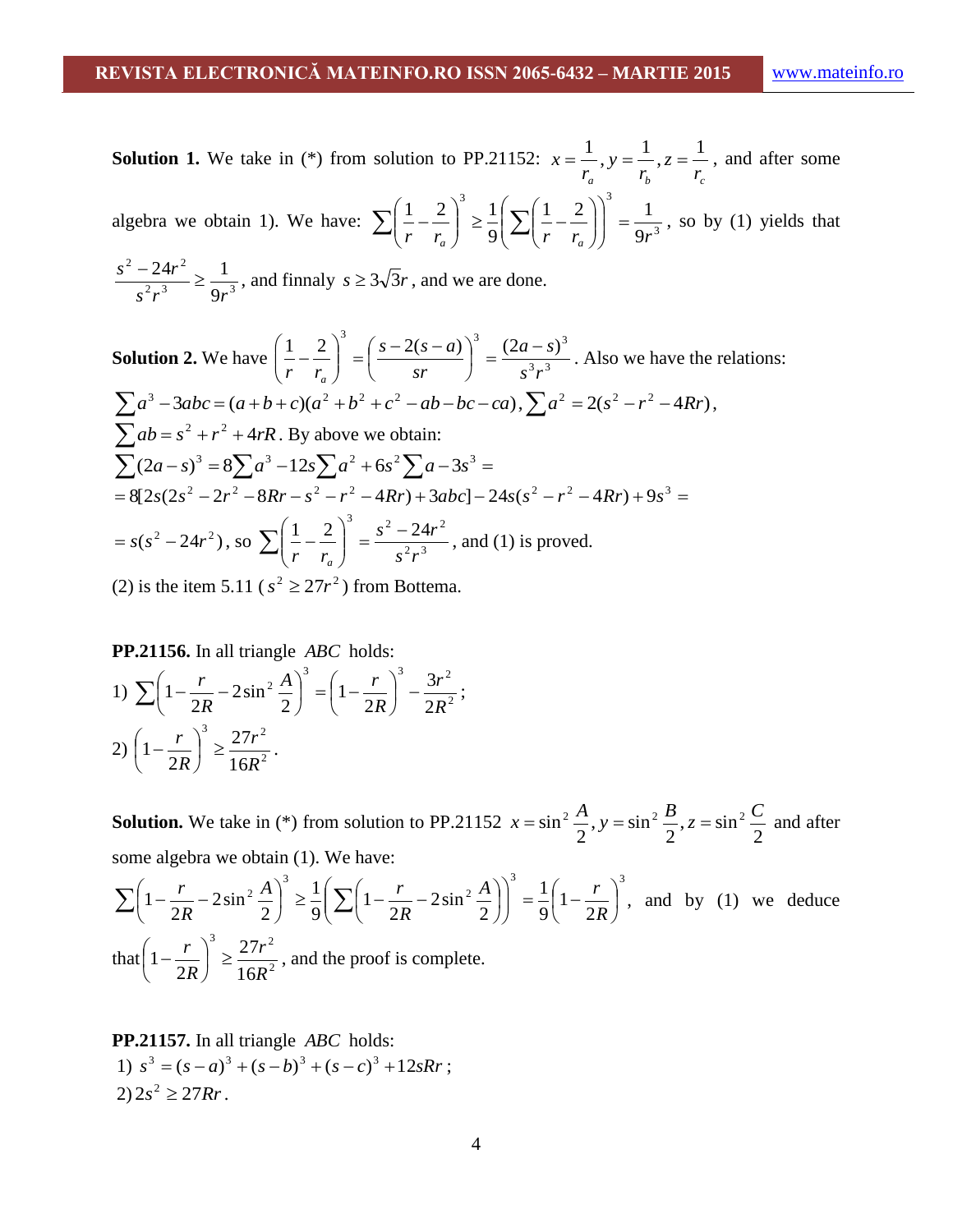**Solution 1.** We take in (*) from solution to PP.21152: $x = \frac{1}{r_a}, y = \frac{1}{r_b}, z = \frac{1}{r_c}$, and after some algebra we obtain 1). We have: $\sum\left(\frac{1}{r} - \frac{2}{r_a}\right)^3 \geq \frac{1}{9}\left(\sum\left(\frac{1}{r} - \frac{2}{r_a}\right)\right)^3 = \frac{1}{9r^3}$, so by (1) yields that $\frac{s^2 - 24r^2}{s^2 r^3} \geq \frac{1}{9r^3}$, and finnaly $s \geq 3\sqrt{3}r$, and we are done.

**Solution 2.** We have $\left(\frac{1}{r} - \frac{2}{r_a}\right)^3 = \left(\frac{s - 2(s-a)}{sr}\right)^3 = \frac{(2a-s)^3}{s^3 r^3}$. Also we have the relations:

$\sum a^3 - 3abc = (a+b+c)(a^2+b^2+c^2-ab-bc-ca), \sum a^2 = 2(s^2 - r^2 - 4Rr)$,

$\sum ab = s^2 + r^2 + 4rR$. By above we obtain:

$\sum(2a-s)^3 = 8\sum a^3 - 12s\sum a^2 + 6s^2\sum a - 3s^3 =$

$= 8[2s(2s^2 - 2r^2 - 8Rr - s^2 - r^2 - 4Rr) + 3abc] - 24s(s^2 - r^2 - 4Rr) + 9s^3 =$

$= s(s^2 - 24r^2)$, so $\sum\left(\frac{1}{r} - \frac{2}{r_a}\right)^3 = \frac{s^2 - 24r^2}{s^2 r^3}$, and (1) is proved.

(2) is the item 5.11 ($s^2 \geq 27r^2$) from Bottema.

**PP.21156.** In all triangle $ABC$ holds:

1) $\sum\left(1 - \frac{r}{2R} - 2\sin^2\frac{A}{2}\right)^3 = \left(1 - \frac{r}{2R}\right)^3 - \frac{3r^2}{2R^2}$;

2) $\left(1 - \frac{r}{2R}\right)^3 \geq \frac{27r^2}{16R^2}$.

**Solution.** We take in (*) from solution to PP.21152 $x = \sin^2\frac{A}{2}, y = \sin^2\frac{B}{2}, z = \sin^2\frac{C}{2}$ and after some algebra we obtain (1). We have:

$\sum\left(1 - \frac{r}{2R} - 2\sin^2\frac{A}{2}\right)^3 \geq \frac{1}{9}\left(\sum\left(1 - \frac{r}{2R} - 2\sin^2\frac{A}{2}\right)\right)^3 = \frac{1}{9}\left(1 - \frac{r}{2R}\right)^3$, and by (1) we deduce that $\left(1 - \frac{r}{2R}\right)^3 \geq \frac{27r^2}{16R^2}$, and the proof is complete.

**PP.21157.** In all triangle $ABC$ holds:

1) $s^3 = (s-a)^3 + (s-b)^3 + (s-c)^3 + 12sRr$;

2) $2s^2 \geq 27Rr$.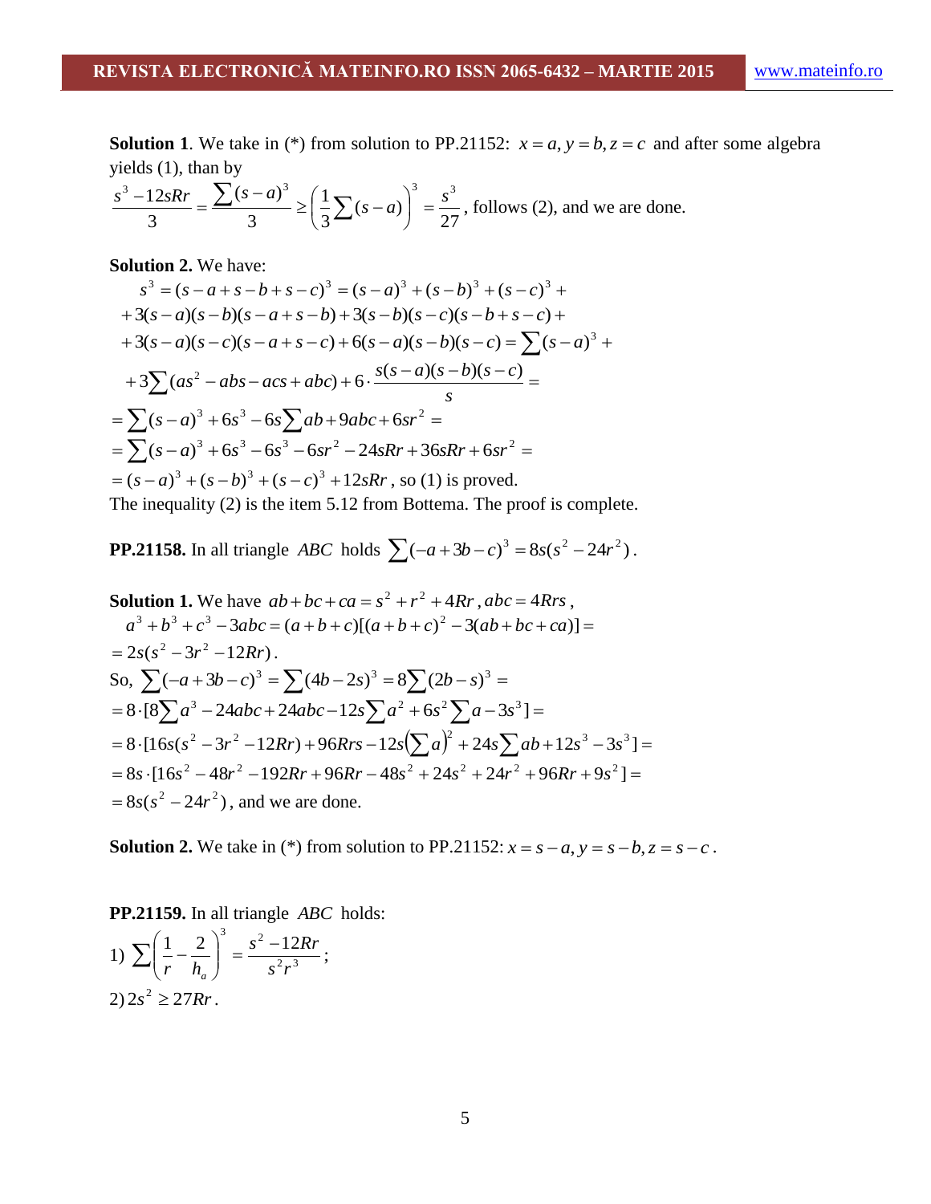**Solution 1**. We take in (*) from solution to PP.21152: $x = a, y = b, z = c$ and after some algebra yields (1), than by

$$\frac{s^3 - 12sRr}{3} = \frac{\sum (s-a)^3}{3} \geq \left(\frac{1}{3}\sum (s-a)\right)^3 = \frac{s^3}{27}$$, follows (2), and we are done.

**Solution 2.** We have:

$$s^3 = (s-a+s-b+s-c)^3 = (s-a)^3 + (s-b)^3 + (s-c)^3 +$$
$$+3(s-a)(s-b)(s-a+s-b) + 3(s-b)(s-c)(s-b+s-c) +$$
$$+3(s-a)(s-c)(s-a+s-c) + 6(s-a)(s-b)(s-c) = \sum (s-a)^3 +$$
$$+3\sum (as^2 - abs - acs + abc) + 6 \cdot \frac{s(s-a)(s-b)(s-c)}{s} =$$
$$= \sum (s-a)^3 + 6s^3 - 6s\sum ab + 9abc + 6sr^2 =$$
$$= \sum (s-a)^3 + 6s^3 - 6s^3 - 6sr^2 - 24sRr + 36sRr + 6sr^2 =$$
$= (s-a)^3 + (s-b)^3 + (s-c)^3 + 12sRr$, so (1) is proved.

The inequality (2) is the item 5.12 from Bottema. The proof is complete.

**PP.21158.** In all triangle $ABC$ holds $\sum (-a+3b-c)^3 = 8s(s^2 - 24r^2)$.

**Solution 1.** We have $ab + bc + ca = s^2 + r^2 + 4Rr$, $abc = 4Rrs$,

$$a^3 + b^3 + c^3 - 3abc = (a+b+c)[(a+b+c)^2 - 3(ab+bc+ca)] =$$
$= 2s(s^2 - 3r^2 - 12Rr)$.

So, $\sum (-a+3b-c)^3 = \sum (4b-2s)^3 = 8\sum (2b-s)^3 =$
$$= 8 \cdot [8\sum a^3 - 24abc + 24abc - 12s\sum a^2 + 6s^2 \sum a - 3s^3] =$$
$$= 8 \cdot [16s(s^2 - 3r^2 - 12Rr) + 96Rrs - 12s\left(\sum a\right)^2 + 24s\sum ab + 12s^3 - 3s^3] =$$
$$= 8s \cdot [16s^2 - 48r^2 - 192Rr + 96Rr - 48s^2 + 24s^2 + 24r^2 + 96Rr + 9s^2] =$$
$= 8s(s^2 - 24r^2)$, and we are done.

**Solution 2.** We take in (*) from solution to PP.21152: $x = s-a, y = s-b, z = s-c$.

**PP.21159.** In all triangle $ABC$ holds:

1) $\sum \left(\frac{1}{r} - \frac{2}{h_a}\right)^3 = \frac{s^2 - 12Rr}{s^2 r^3}$;

2) $2s^2 \geq 27Rr$.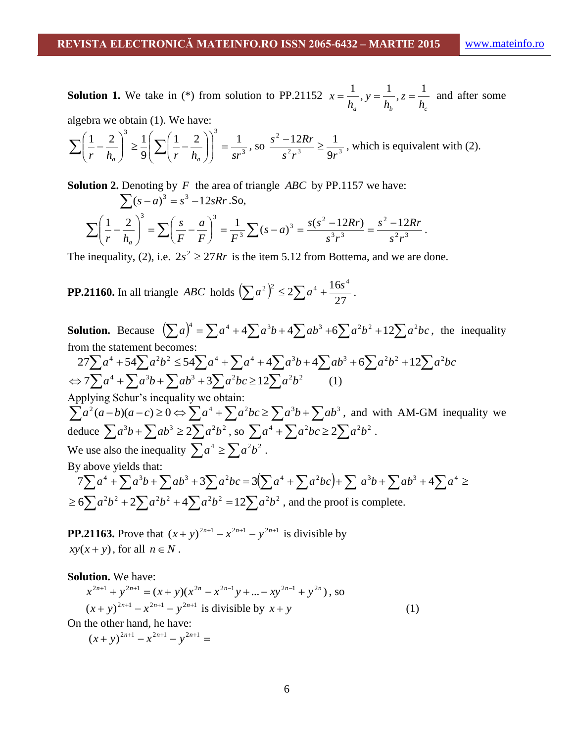**Solution 1.** We take in (*) from solution to PP.21152 $x=\frac{1}{h_a}, y=\frac{1}{h_b}, z=\frac{1}{h_c}$ and after some algebra we obtain (1). We have:

$$\sum\left(\frac{1}{r}-\frac{2}{h_a}\right)^3 \geq \frac{1}{9}\left(\sum\left(\frac{1}{r}-\frac{2}{h_a}\right)\right)^3 = \frac{1}{sr^3}, \text{ so } \frac{s^2-12Rr}{s^2r^3} \geq \frac{1}{9r^3}$$, which is equivalent with (2).

**Solution 2.** Denoting by $F$ the area of triangle $ABC$ by PP.1157 we have:

$$\sum(s-a)^3 = s^3 - 12sRr. \text{So,}$$

$$\sum\left(\frac{1}{r}-\frac{2}{h_a}\right)^3 = \sum\left(\frac{s}{F}-\frac{a}{F}\right)^3 = \frac{1}{F^3}\sum(s-a)^3 = \frac{s(s^2-12Rr)}{s^3r^3} = \frac{s^2-12Rr}{s^2r^3}.$$

The inequality, (2), i.e. $2s^2 \geq 27Rr$ is the item 5.12 from Bottema, and we are done.

**PP.21160.** In all triangle $ABC$ holds $\left(\sum a^2\right)^2 \leq 2\sum a^4 + \frac{16s^4}{27}$.

**Solution.** Because $\left(\sum a\right)^4 = \sum a^4 + 4\sum a^3b + 4\sum ab^3 + 6\sum a^2b^2 + 12\sum a^2bc$, the inequality from the statement becomes:

$$27\sum a^4 + 54\sum a^2b^2 \leq 54\sum a^4 + \sum a^4 + 4\sum a^3b + 4\sum ab^3 + 6\sum a^2b^2 + 12\sum a^2bc$$

$$\Leftrightarrow 7\sum a^4 + \sum a^3b + \sum ab^3 + 3\sum a^2bc \geq 12\sum a^2b^2 \qquad (1)$$

Applying Schur's inequality we obtain:

$\sum a^2(a-b)(a-c) \geq 0 \Leftrightarrow \sum a^4 + \sum a^2bc \geq \sum a^3b + \sum ab^3$, and with AM-GM inequality we deduce $\sum a^3b + \sum ab^3 \geq 2\sum a^2b^2$, so $\sum a^4 + \sum a^2bc \geq 2\sum a^2b^2$.

We use also the inequality $\sum a^4 \geq \sum a^2b^2$.

By above yields that:

$$7\sum a^4 + \sum a^3b + \sum ab^3 + 3\sum a^2bc = 3\left(\sum a^4 + \sum a^2bc\right) + \sum a^3b + \sum ab^3 + 4\sum a^4 \geq$$

$$\geq 6\sum a^2b^2 + 2\sum a^2b^2 + 4\sum a^2b^2 = 12\sum a^2b^2$$, and the proof is complete.

**PP.21163.** Prove that $(x+y)^{2n+1} - x^{2n+1} - y^{2n+1}$ is divisible by $xy(x+y)$, for all $n \in N$.

**Solution.** We have:

$$x^{2n+1} + y^{2n+1} = (x+y)(x^{2n} - x^{2n-1}y + \ldots - xy^{2n-1} + y^{2n}), \text{ so}$$

$$(x+y)^{2n+1} - x^{2n+1} - y^{2n+1} \text{ is divisible by } x+y \qquad (1)$$

On the other hand, he have:

$$(x+y)^{2n+1} - x^{2n+1} - y^{2n+1} =$$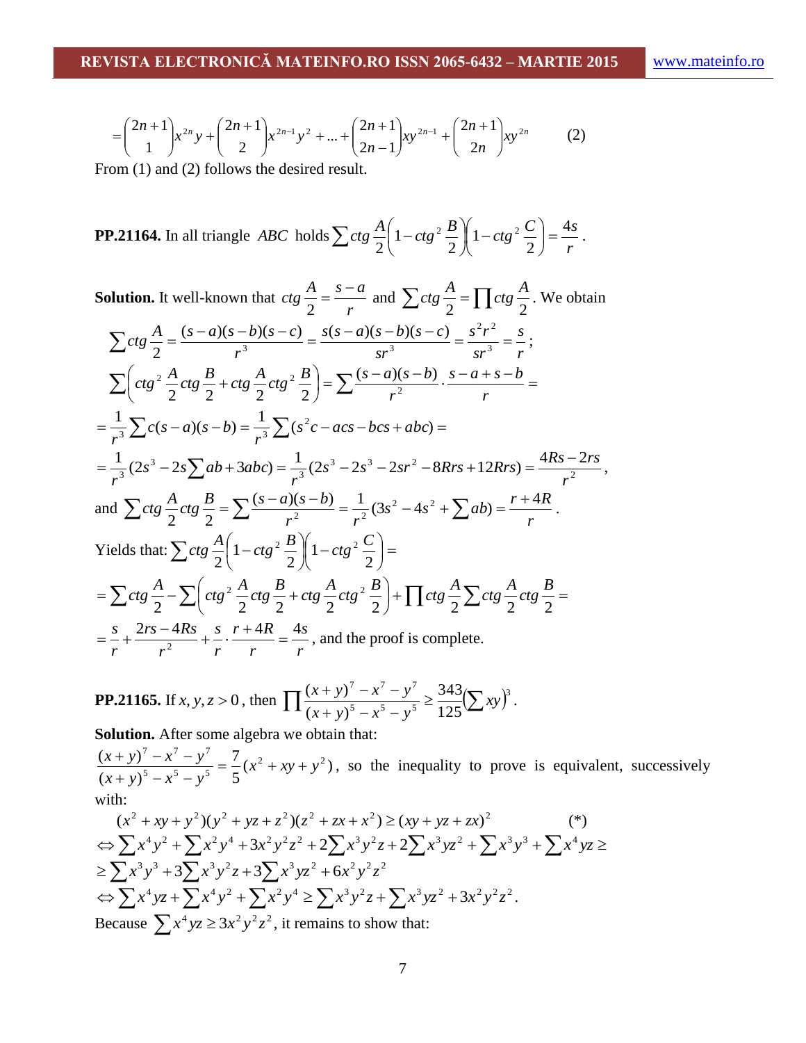$$=\binom{2n+1}{1}x^{2n}y+\binom{2n+1}{2}x^{2n-1}y^2+\ldots+\binom{2n+1}{2n-1}xy^{2n-1}+\binom{2n+1}{2n}xy^{2n} \qquad (2)$$

From (1) and (2) follows the desired result.

**PP.21164.** In all triangle $ABC$ holds $\sum ctg\frac{A}{2}\left(1-ctg^2\frac{B}{2}\right)\left(1-ctg^2\frac{C}{2}\right)=\frac{4s}{r}$.

**Solution.** It well-known that $ctg\frac{A}{2}=\frac{s-a}{r}$ and $\sum ctg\frac{A}{2}=\prod ctg\frac{A}{2}$. We obtain

$$\sum ctg\frac{A}{2}=\frac{(s-a)(s-b)(s-c)}{r^3}=\frac{s(s-a)(s-b)(s-c)}{sr^3}=\frac{s^2r^2}{sr^3}=\frac{s}{r};$$

$$\sum\left(ctg^2\frac{A}{2}ctg\frac{B}{2}+ctg\frac{A}{2}ctg^2\frac{B}{2}\right)=\sum\frac{(s-a)(s-b)}{r^2}\cdot\frac{s-a+s-b}{r}=$$

$$=\frac{1}{r^3}\sum c(s-a)(s-b)=\frac{1}{r^3}\sum(s^2c-acs-bcs+abc)=$$

$$=\frac{1}{r^3}\left(2s^3-2s\sum ab+3abc\right)=\frac{1}{r^3}\left(2s^3-2s^3-2sr^2-8Rrs+12Rrs\right)=\frac{4Rs-2rs}{r^2},$$

and $\sum ctg\frac{A}{2}ctg\frac{B}{2}=\sum\frac{(s-a)(s-b)}{r^2}=\frac{1}{r^2}\left(3s^2-4s^2+\sum ab\right)=\frac{r+4R}{r}$.

Yields that: $\sum ctg\frac{A}{2}\left(1-ctg^2\frac{B}{2}\right)\left(1-ctg^2\frac{C}{2}\right)=$

$$=\sum ctg\frac{A}{2}-\sum\left(ctg^2\frac{A}{2}ctg\frac{B}{2}+ctg\frac{A}{2}ctg^2\frac{B}{2}\right)+\prod ctg\frac{A}{2}\sum ctg\frac{A}{2}ctg\frac{B}{2}=$$

$=\frac{s}{r}+\frac{2rs-4Rs}{r^2}+\frac{s}{r}\cdot\frac{r+4R}{r}=\frac{4s}{r}$, and the proof is complete.

**PP.21165.** If $x,y,z>0$, then $\prod\frac{(x+y)^7-x^7-y^7}{(x+y)^5-x^5-y^5}\geq\frac{343}{125}\left(\sum xy\right)^3$.

**Solution.** After some algebra we obtain that:

$\frac{(x+y)^7-x^7-y^7}{(x+y)^5-x^5-y^5}=\frac{7}{5}(x^2+xy+y^2)$, so the inequality to prove is equivalent, successively with:

$$(x^2+xy+y^2)(y^2+yz+z^2)(z^2+zx+x^2)\geq(xy+yz+zx)^2 \qquad (*)$$

$$\Leftrightarrow\sum x^4y^2+\sum x^2y^4+3x^2y^2z^2+2\sum x^3y^2z+2\sum x^3yz^2+\sum x^3y^3+\sum x^4yz\geq$$

$$\geq\sum x^3y^3+3\sum x^3y^2z+3\sum x^3yz^2+6x^2y^2z^2$$

$$\Leftrightarrow\sum x^4yz+\sum x^4y^2+\sum x^2y^4\geq\sum x^3y^2z+\sum x^3yz^2+3x^2y^2z^2.$$

Because $\sum x^4yz\geq 3x^2y^2z^2$, it remains to show that: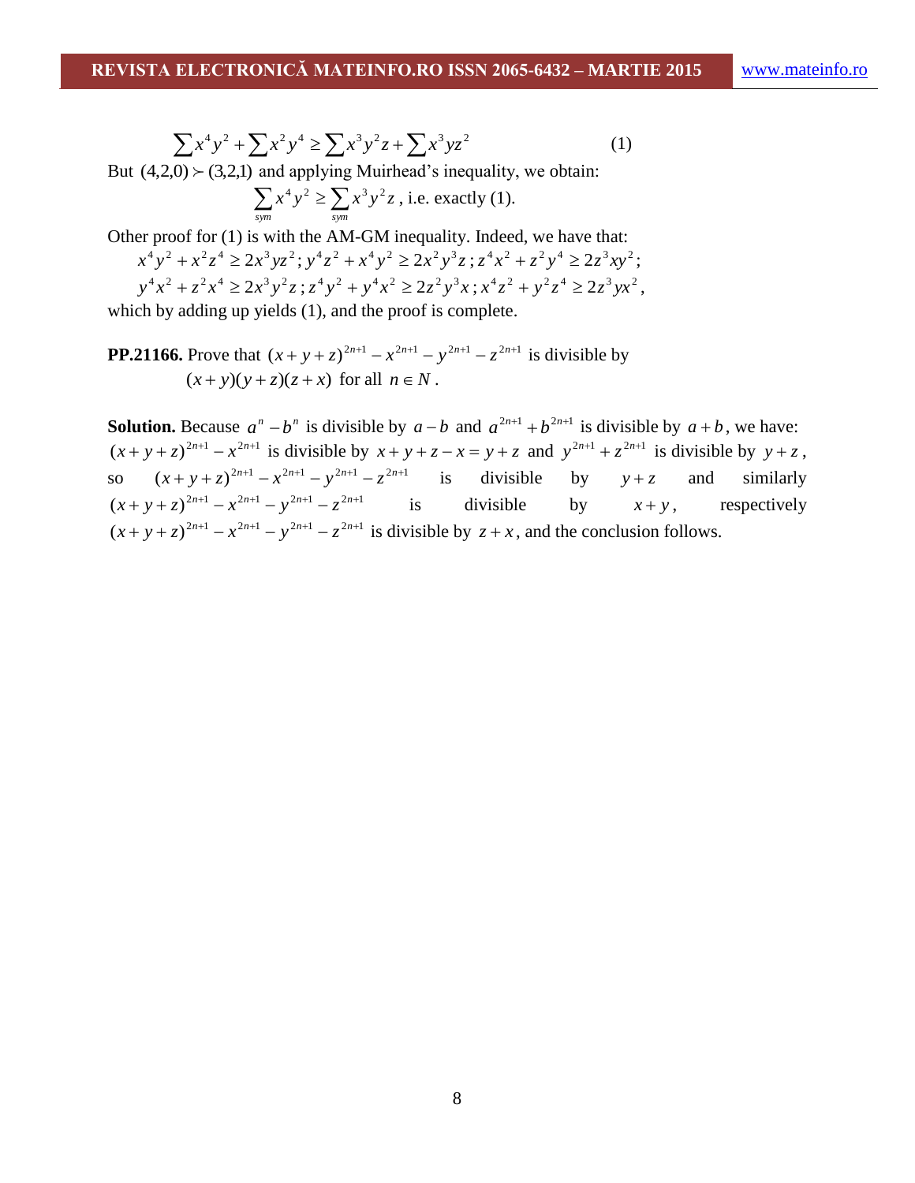$$\sum x^4y^2 + \sum x^2y^4 \geq \sum x^3y^2z + \sum x^3yz^2 \qquad (1)$$

But $(4,2,0) \succ (3,2,1)$ and applying Muirhead's inequality, we obtain:

$$\sum_{sym} x^4y^2 \geq \sum_{sym} x^3y^2z \text{, i.e. exactly (1).}$$

Other proof for (1) is with the AM-GM inequality. Indeed, we have that:

$$x^4y^2 + x^2z^4 \geq 2x^3yz^2; \; y^4z^2 + x^4y^2 \geq 2x^2y^3z; \; z^4x^2 + z^2y^4 \geq 2z^3xy^2;$$

$$y^4x^2 + z^2x^4 \geq 2x^3y^2z; \; z^4y^2 + y^4x^2 \geq 2z^2y^3x; \; x^4z^2 + y^2z^4 \geq 2z^3yx^2,$$

which by adding up yields (1), and the proof is complete.

**PP.21166.** Prove that $(x+y+z)^{2n+1} - x^{2n+1} - y^{2n+1} - z^{2n+1}$ is divisible by $(x+y)(y+z)(z+x)$ for all $n \in N$.

**Solution.** Because $a^n - b^n$ is divisible by $a-b$ and $a^{2n+1} + b^{2n+1}$ is divisible by $a+b$, we have: $(x+y+z)^{2n+1} - x^{2n+1}$ is divisible by $x+y+z-x = y+z$ and $y^{2n+1} + z^{2n+1}$ is divisible by $y+z$, so $(x+y+z)^{2n+1} - x^{2n+1} - y^{2n+1} - z^{2n+1}$ is divisible by $y+z$ and similarly $(x+y+z)^{2n+1} - x^{2n+1} - y^{2n+1} - z^{2n+1}$ is divisible by $x+y$, respectively $(x+y+z)^{2n+1} - x^{2n+1} - y^{2n+1} - z^{2n+1}$ is divisible by $z+x$, and the conclusion follows.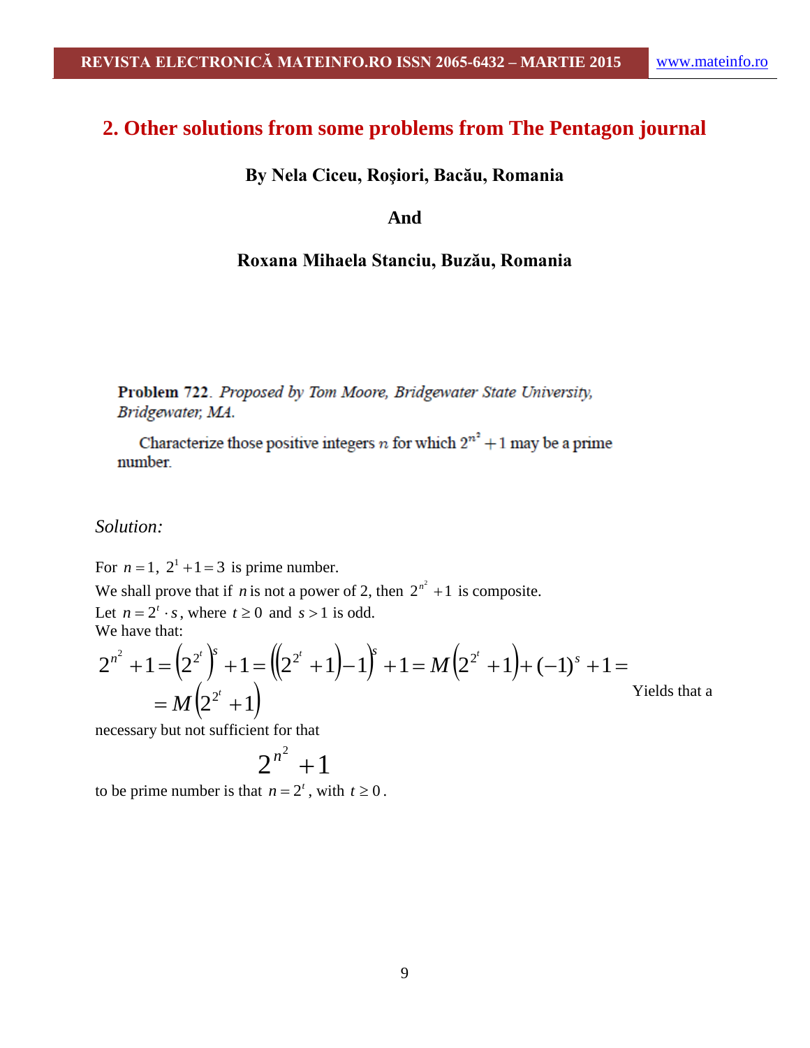## 2. Other solutions from some problems from The Pentagon journal

**By Nela Ciceu, Roşiori, Bacău, Romania**

**And**

**Roxana Mihaela Stanciu, Buzău, Romania**

**Problem 722**. *Proposed by Tom Moore, Bridgewater State University, Bridgewater, MA.*

Characterize those positive integers $n$ for which $2^{n^2}+1$ may be a prime number.

*Solution:*

For $n=1$, $2^1+1=3$ is prime number.

We shall prove that if $n$ is not a power of 2, then $2^{n^2}+1$ is composite.

Let $n=2^t \cdot s$, where $t \geq 0$ and $s>1$ is odd.

We have that:

$$2^{n^2}+1=\left(2^{2^t}\right)^s+1=\left(\left(2^{2^t}+1\right)-1\right)^s+1=M\left(2^{2^t}+1\right)+(-1)^s+1=$$
$$=M\left(2^{2^t}+1\right)$$

Yields that a necessary but not sufficient for that

$$2^{n^2}+1$$

to be prime number is that $n=2^t$, with $t \geq 0$.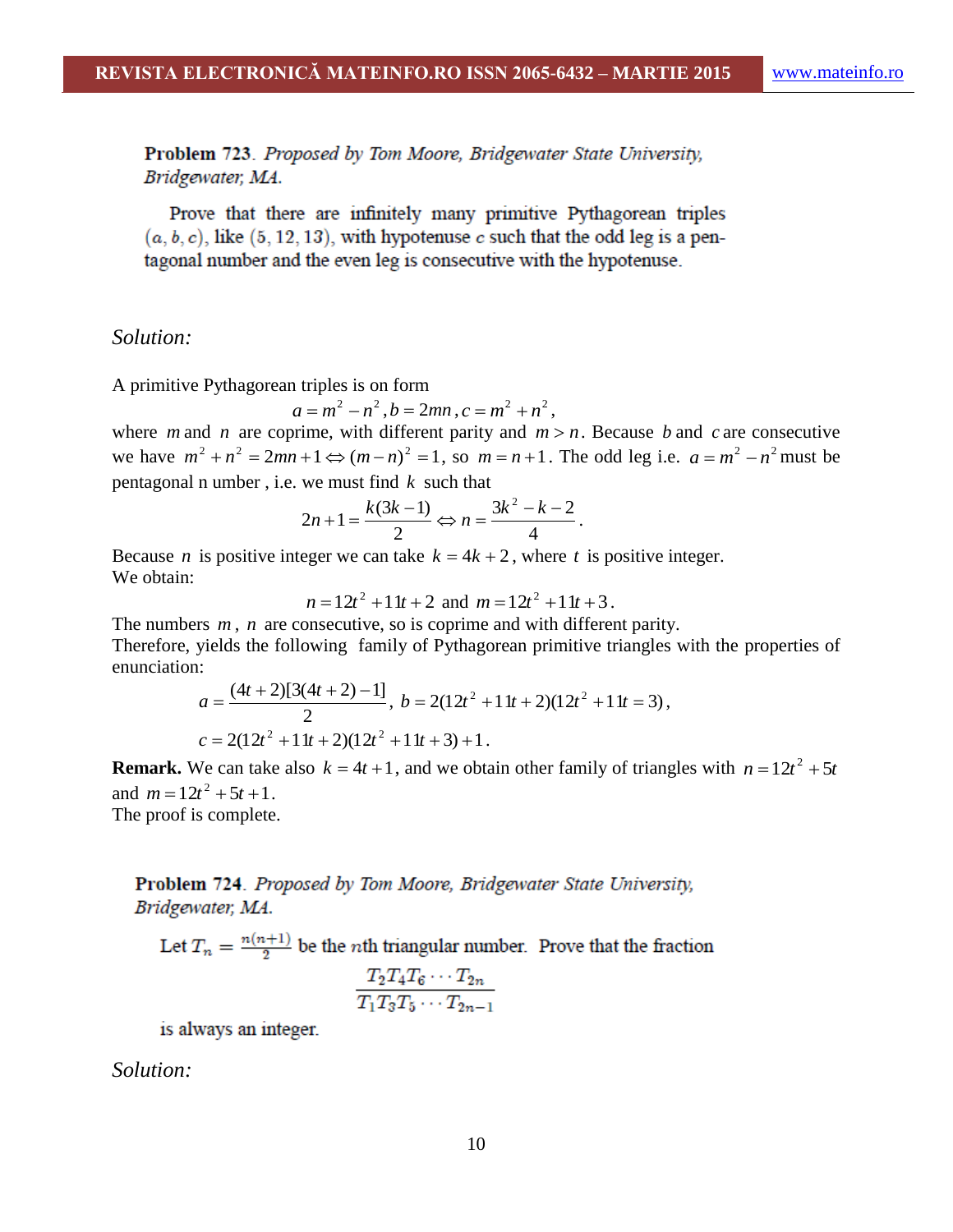**Problem 723**. *Proposed by Tom Moore, Bridgewater State University, Bridgewater, MA.*

Prove that there are infinitely many primitive Pythagorean triples $(a, b, c)$, like $(5, 12, 13)$, with hypotenuse $c$ such that the odd leg is a pentagonal number and the even leg is consecutive with the hypotenuse.

*Solution:*

A primitive Pythagorean triples is on form

$$a = m^2 - n^2, b = 2mn, c = m^2 + n^2,$$

where $m$ and $n$ are coprime, with different parity and $m > n$. Because $b$ and $c$ are consecutive we have $m^2 + n^2 = 2mn + 1 \Leftrightarrow (m-n)^2 = 1$, so $m = n + 1$. The odd leg i.e. $a = m^2 - n^2$ must be pentagonal n umber , i.e. we must find $k$ such that

$$2n + 1 = \frac{k(3k-1)}{2} \Leftrightarrow n = \frac{3k^2 - k - 2}{4}.$$

Because $n$ is positive integer we can take $k = 4k + 2$, where $t$ is positive integer.
We obtain:

$$n = 12t^2 + 11t + 2 \text{ and } m = 12t^2 + 11t + 3.$$

The numbers $m$, $n$ are consecutive, so is coprime and with different parity.
Therefore, yields the following family of Pythagorean primitive triangles with the properties of enunciation:

$$a = \frac{(4t+2)[3(4t+2)-1]}{2},\ b = 2(12t^2 + 11t + 2)(12t^2 + 11t = 3),$$

$$c = 2(12t^2 + 11t + 2)(12t^2 + 11t + 3) + 1.$$

**Remark.** We can take also $k = 4t + 1$, and we obtain other family of triangles with $n = 12t^2 + 5t$ and $m = 12t^2 + 5t + 1$.
The proof is complete.

**Problem 724**. *Proposed by Tom Moore, Bridgewater State University, Bridgewater, MA.*

Let $T_n = \frac{n(n+1)}{2}$ be the $n$th triangular number. Prove that the fraction

$$\frac{T_2 T_4 T_6 \cdots T_{2n}}{T_1 T_3 T_5 \cdots T_{2n-1}}$$

is always an integer.

*Solution:*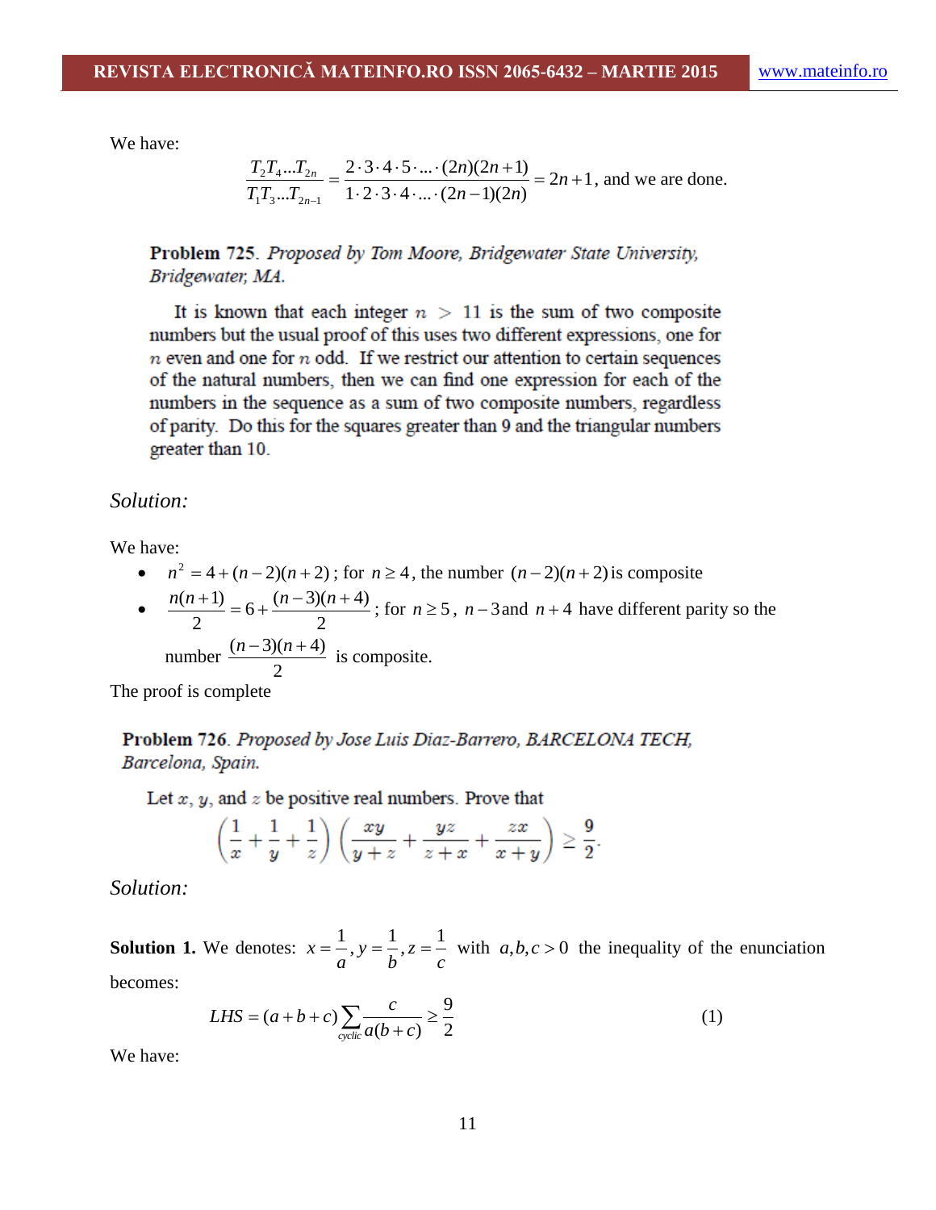We have:

$$\frac{T_2 T_4 ... T_{2n}}{T_1 T_3 ... T_{2n-1}} = \frac{2 \cdot 3 \cdot 4 \cdot 5 \cdot ... \cdot (2n)(2n+1)}{1 \cdot 2 \cdot 3 \cdot 4 \cdot ... \cdot (2n-1)(2n)} = 2n+1, \text{ and we are done.}$$

**Problem 725.** *Proposed by Tom Moore, Bridgewater State University, Bridgewater, MA.*

It is known that each integer $n > 11$ is the sum of two composite numbers but the usual proof of this uses two different expressions, one for $n$ even and one for $n$ odd. If we restrict our attention to certain sequences of the natural numbers, then we can find one expression for each of the numbers in the sequence as a sum of two composite numbers, regardless of parity. Do this for the squares greater than 9 and the triangular numbers greater than 10.

*Solution:*

We have:

- $n^2 = 4 + (n-2)(n+2)$; for $n \geq 4$, the number $(n-2)(n+2)$ is composite
- $\frac{n(n+1)}{2} = 6 + \frac{(n-3)(n+4)}{2}$; for $n \geq 5$, $n-3$ and $n+4$ have different parity so the number $\frac{(n-3)(n+4)}{2}$ is composite.

The proof is complete

**Problem 726.** *Proposed by Jose Luis Diaz-Barrero, BARCELONA TECH, Barcelona, Spain.*

Let $x$, $y$, and $z$ be positive real numbers. Prove that

$$\left(\frac{1}{x} + \frac{1}{y} + \frac{1}{z}\right)\left(\frac{xy}{y+z} + \frac{yz}{z+x} + \frac{zx}{x+y}\right) \geq \frac{9}{2}.$$

*Solution:*

**Solution 1.** We denotes: $x = \frac{1}{a}, y = \frac{1}{b}, z = \frac{1}{c}$ with $a,b,c > 0$ the inequality of the enunciation becomes:

$$LHS = (a+b+c)\sum_{cyclic}\frac{c}{a(b+c)} \geq \frac{9}{2} \qquad (1)$$

We have: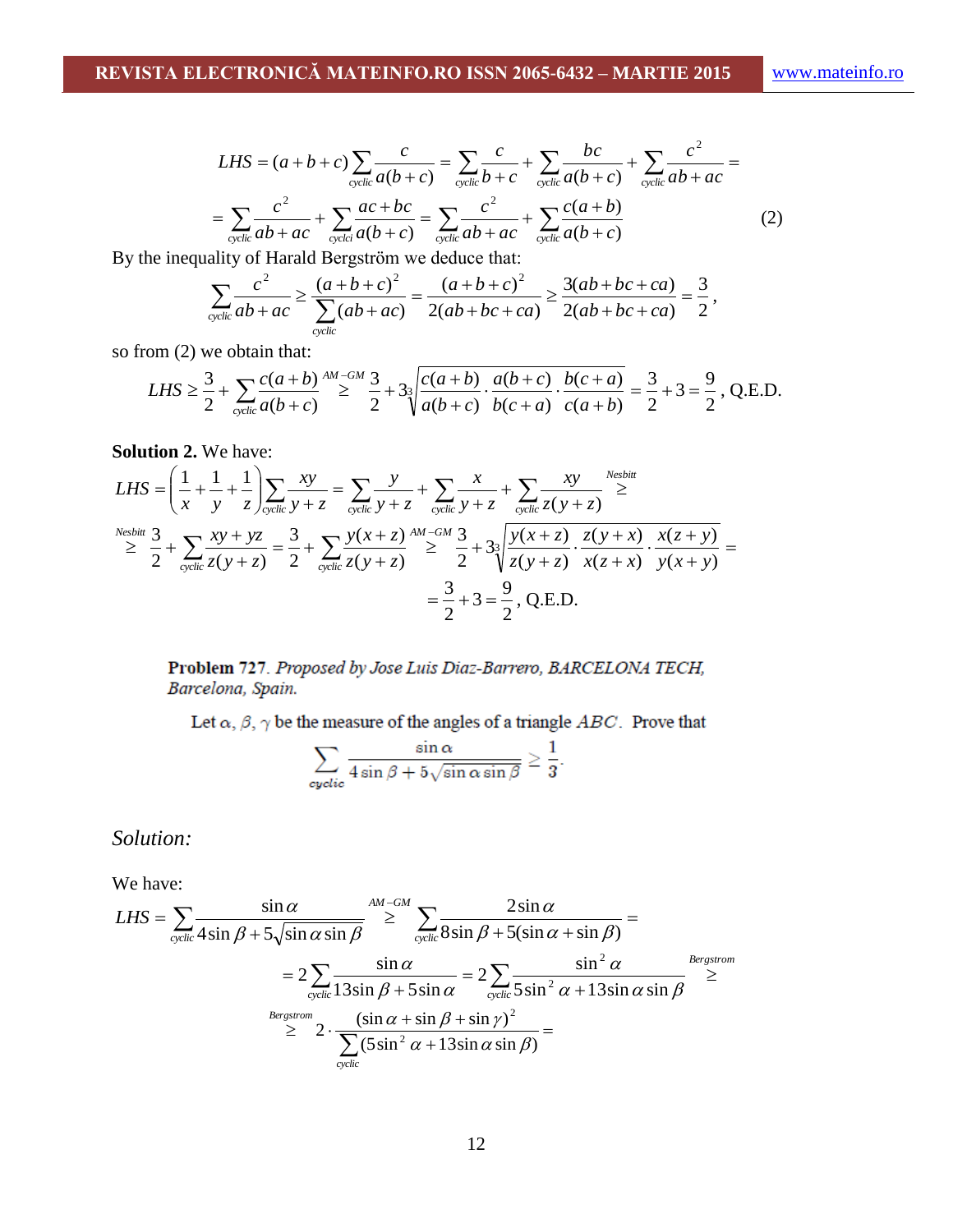$$LHS = (a+b+c)\sum_{cyclic}\frac{c}{a(b+c)} = \sum_{cyclic}\frac{c}{b+c} + \sum_{cyclic}\frac{bc}{a(b+c)} + \sum_{cyclic}\frac{c^2}{ab+ac} =$$

$$= \sum_{cyclic}\frac{c^2}{ab+ac} + \sum_{cyclci}\frac{ac+bc}{a(b+c)} = \sum_{cyclic}\frac{c^2}{ab+ac} + \sum_{cyclic}\frac{c(a+b)}{a(b+c)} \qquad (2)$$

By the inequality of Harald Bergström we deduce that:

$$\sum_{cyclic}\frac{c^2}{ab+ac} \geq \frac{(a+b+c)^2}{\sum_{cyclic}(ab+ac)} = \frac{(a+b+c)^2}{2(ab+bc+ca)} \geq \frac{3(ab+bc+ca)}{2(ab+bc+ca)} = \frac{3}{2},$$

so from (2) we obtain that:

$$LHS \geq \frac{3}{2} + \sum_{cyclic}\frac{c(a+b)}{a(b+c)} \overset{AM-GM}{\geq} \frac{3}{2} + 3\sqrt[3]{\frac{c(a+b)}{a(b+c)}\cdot\frac{a(b+c)}{b(c+a)}\cdot\frac{b(c+a)}{c(a+b)}} = \frac{3}{2} + 3 = \frac{9}{2}, \text{ Q.E.D.}$$

**Solution 2.** We have:

$$LHS = \left(\frac{1}{x}+\frac{1}{y}+\frac{1}{z}\right)\sum_{cyclic}\frac{xy}{y+z} = \sum_{cyclic}\frac{y}{y+z} + \sum_{cyclic}\frac{x}{y+z} + \sum_{cyclic}\frac{xy}{z(y+z)} \overset{Nesbitt}{\geq}$$

$$\overset{Nesbitt}{\geq} \frac{3}{2} + \sum_{cyclic}\frac{xy+yz}{z(y+z)} = \frac{3}{2} + \sum_{cyclic}\frac{y(x+z)}{z(y+z)} \overset{AM-GM}{\geq} \frac{3}{2} + 3\sqrt[3]{\frac{y(x+z)}{z(y+z)}\cdot\frac{z(y+x)}{x(z+x)}\cdot\frac{x(z+y)}{y(x+y)}} =$$

$$= \frac{3}{2} + 3 = \frac{9}{2}, \text{ Q.E.D.}$$

**Problem 727.** *Proposed by Jose Luis Diaz-Barrero, BARCELONA TECH, Barcelona, Spain.*

Let $\alpha, \beta, \gamma$ be the measure of the angles of a triangle $ABC$. Prove that

$$\sum_{cyclic}\frac{\sin\alpha}{4\sin\beta + 5\sqrt{\sin\alpha\sin\beta}} \geq \frac{1}{3}.$$

*Solution:*

We have:

$$LHS = \sum_{cyclic}\frac{\sin\alpha}{4\sin\beta + 5\sqrt{\sin\alpha\sin\beta}} \overset{AM-GM}{\geq} \sum_{cyclic}\frac{2\sin\alpha}{8\sin\beta + 5(\sin\alpha + \sin\beta)} =$$

$$= 2\sum_{cyclic}\frac{\sin\alpha}{13\sin\beta + 5\sin\alpha} = 2\sum_{cyclic}\frac{\sin^2\alpha}{5\sin^2\alpha + 13\sin\alpha\sin\beta} \overset{Bergstrom}{\geq}$$

$$\overset{Bergstrom}{\geq} 2\cdot\frac{(\sin\alpha + \sin\beta + \sin\gamma)^2}{\sum_{cyclic}(5\sin^2\alpha + 13\sin\alpha\sin\beta)} =$$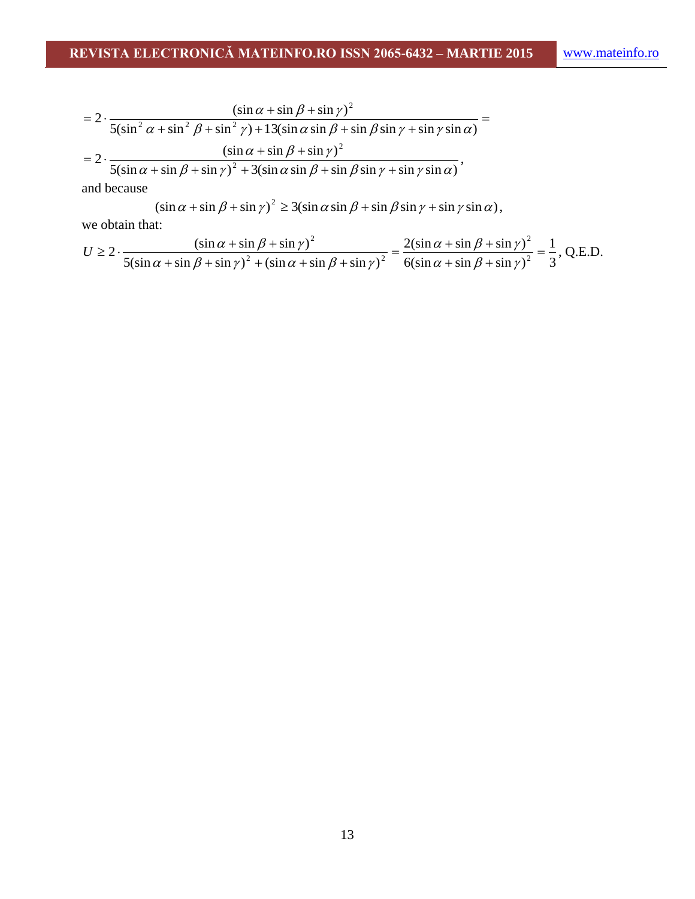$$= 2 \cdot \frac{(\sin\alpha + \sin\beta + \sin\gamma)^2}{5(\sin^2\alpha + \sin^2\beta + \sin^2\gamma) + 13(\sin\alpha\sin\beta + \sin\beta\sin\gamma + \sin\gamma\sin\alpha)} =$$

$$= 2 \cdot \frac{(\sin\alpha + \sin\beta + \sin\gamma)^2}{5(\sin\alpha + \sin\beta + \sin\gamma)^2 + 3(\sin\alpha\sin\beta + \sin\beta\sin\gamma + \sin\gamma\sin\alpha)},$$

and because

$$(\sin\alpha + \sin\beta + \sin\gamma)^2 \geq 3(\sin\alpha\sin\beta + \sin\beta\sin\gamma + \sin\gamma\sin\alpha),$$

we obtain that:

$$U \geq 2 \cdot \frac{(\sin\alpha + \sin\beta + \sin\gamma)^2}{5(\sin\alpha + \sin\beta + \sin\gamma)^2 + (\sin\alpha + \sin\beta + \sin\gamma)^2} = \frac{2(\sin\alpha + \sin\beta + \sin\gamma)^2}{6(\sin\alpha + \sin\beta + \sin\gamma)^2} = \frac{1}{3}, \text{ Q.E.D.}$$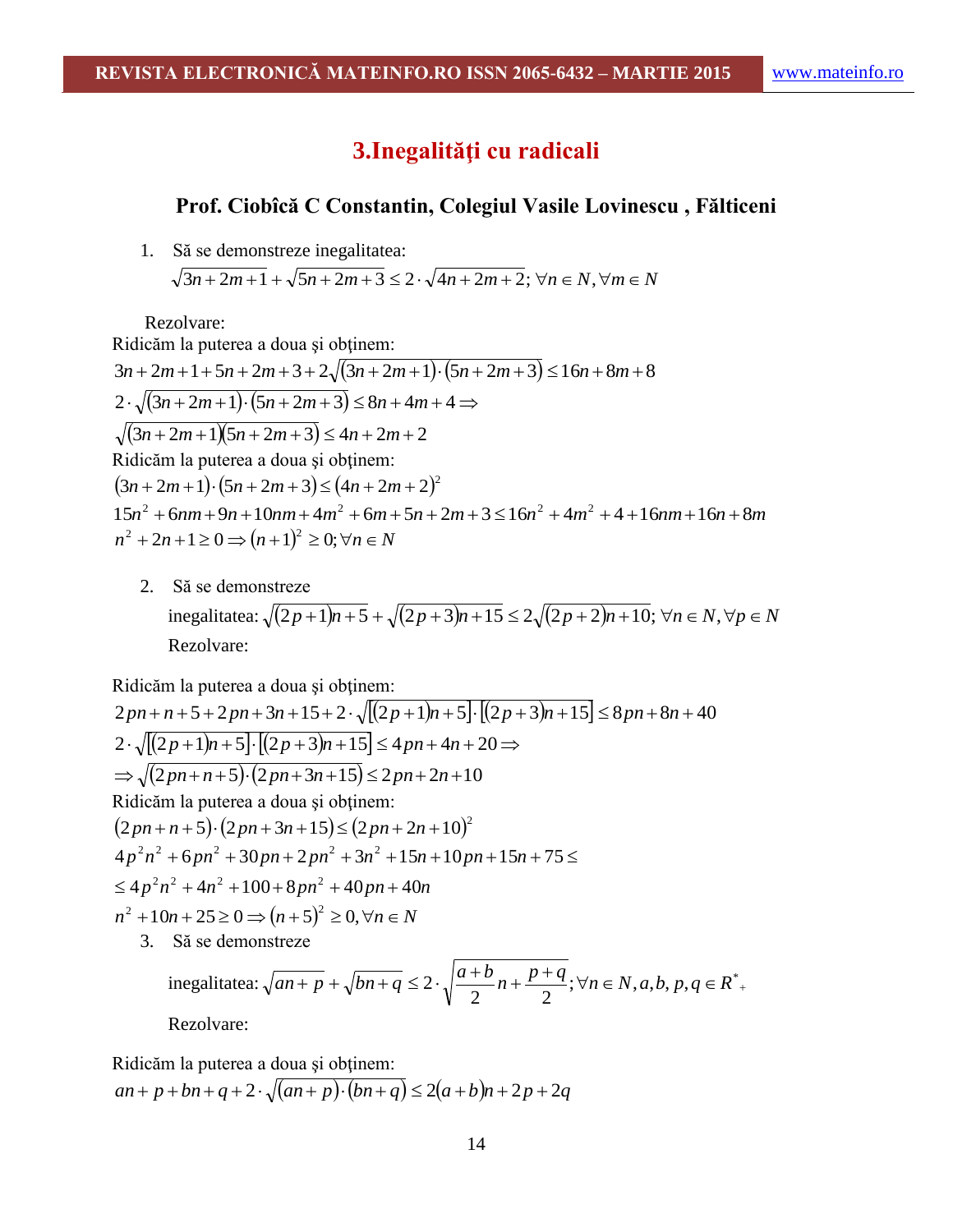## 3.Inegalităţi cu radicali

### Prof. Ciobîcă C Constantin, Colegiul Vasile Lovinescu , Fălticeni

1. Să se demonstreze inegalitatea:
$\sqrt{3n+2m+1}+\sqrt{5n+2m+3} \le 2\cdot\sqrt{4n+2m+2};\ \forall n \in N, \forall m \in N$

Rezolvare:

Ridicăm la puterea a doua şi obţinem:

$3n+2m+1+5n+2m+3+2\sqrt{(3n+2m+1)\cdot(5n+2m+3)} \le 16n+8m+8$

$2\cdot\sqrt{(3n+2m+1)\cdot(5n+2m+3)} \le 8n+4m+4 \Rightarrow$

$\sqrt{(3n+2m+1)(5n+2m+3)} \le 4n+2m+2$

Ridicăm la puterea a doua şi obţinem:

$(3n+2m+1)\cdot(5n+2m+3) \le (4n+2m+2)^2$

$15n^2+6nm+9n+10nm+4m^2+6m+5n+2m+3 \le 16n^2+4m^2+4+16nm+16n+8m$

$n^2+2n+1 \ge 0 \Rightarrow (n+1)^2 \ge 0; \forall n \in N$

2. Să se demonstreze inegalitatea: $\sqrt{(2p+1)n+5}+\sqrt{(2p+3)n+15} \le 2\sqrt{(2p+2)n+10};\ \forall n \in N, \forall p \in N$

Rezolvare:

Ridicăm la puterea a doua şi obţinem:

$2pn+n+5+2pn+3n+15+2\cdot\sqrt{[(2p+1)n+5]\cdot[(2p+3)n+15]} \le 8pn+8n+40$

$2\cdot\sqrt{[(2p+1)n+5]\cdot[(2p+3)n+15]} \le 4pn+4n+20 \Rightarrow$

$\Rightarrow \sqrt{(2pn+n+5)\cdot(2pn+3n+15)} \le 2pn+2n+10$

Ridicăm la puterea a doua şi obţinem:

$(2pn+n+5)\cdot(2pn+3n+15) \le (2pn+2n+10)^2$

$4p^2n^2+6pn^2+30pn+2pn^2+3n^2+15n+10pn+15n+75 \le$

$\le 4p^2n^2+4n^2+100+8pn^2+40pn+40n$

$n^2+10n+25 \ge 0 \Rightarrow (n+5)^2 \ge 0, \forall n \in N$

3. Să se demonstreze inegalitatea: $\sqrt{an+p}+\sqrt{bn+q} \le 2\cdot\sqrt{\frac{a+b}{2}n+\frac{p+q}{2}};\forall n \in N, a,b,p,q \in R^*_+$

Rezolvare:

Ridicăm la puterea a doua şi obţinem:

$an+p+bn+q+2\cdot\sqrt{(an+p)\cdot(bn+q)} \le 2(a+b)n+2p+2q$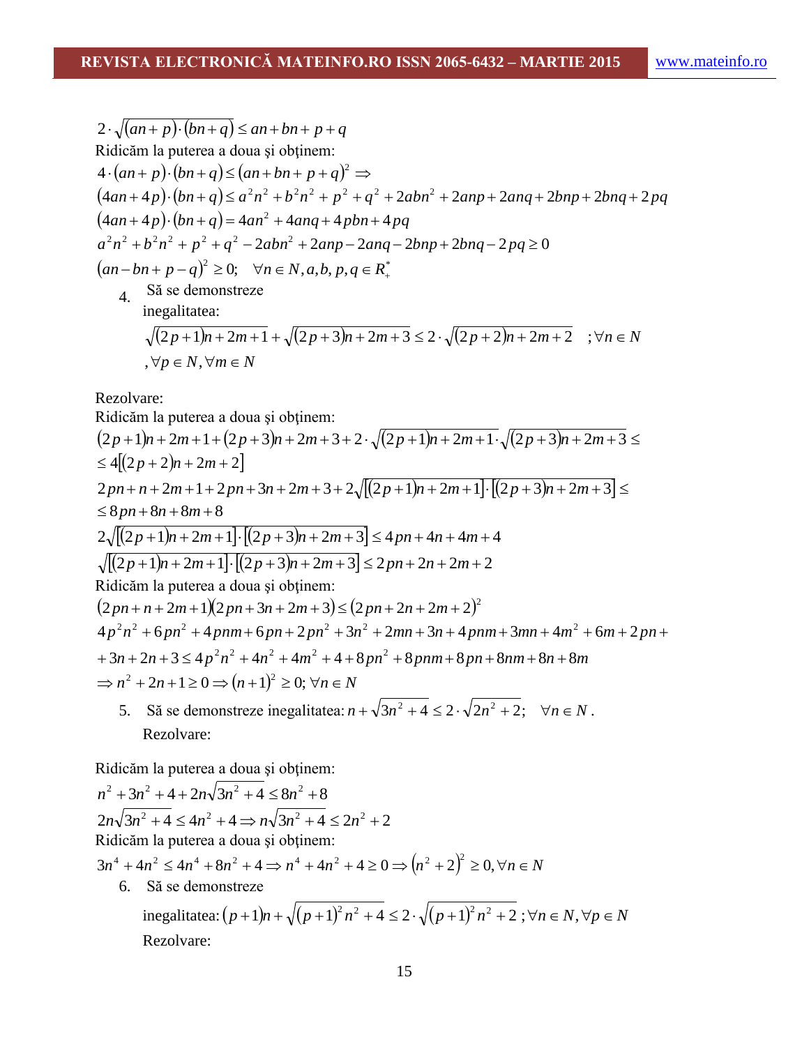$$2\cdot\sqrt{(an+p)\cdot(bn+q)}\le an+bn+p+q$$

Ridicăm la puterea a doua şi obţinem:

$$4\cdot(an+p)\cdot(bn+q)\le(an+bn+p+q)^2\Rightarrow$$

$$(4an+4p)\cdot(bn+q)\le a^2n^2+b^2n^2+p^2+q^2+2abn^2+2anp+2anq+2bnp+2bnq+2pq$$

$$(4an+4p)\cdot(bn+q)=4an^2+4anq+4pbn+4pq$$

$$a^2n^2+b^2n^2+p^2+q^2-2abn^2+2anp-2anq-2bnp+2bnq-2pq\ge 0$$

$$(an-bn+p-q)^2\ge 0;\quad \forall n\in N, a,b,p,q\in R_+^*$$

4. Să se demonstreze inegalitatea:

$$\sqrt{(2p+1)n+2m+1}+\sqrt{(2p+3)n+2m+3}\le 2\cdot\sqrt{(2p+2)n+2m+2}\quad ;\forall n\in N,\forall p\in N,\forall m\in N$$

Rezolvare:

Ridicăm la puterea a doua şi obţinem:

$$(2p+1)n+2m+1+(2p+3)n+2m+3+2\cdot\sqrt{(2p+1)n+2m+1}\cdot\sqrt{(2p+3)n+2m+3}\le$$

$$\le 4[(2p+2)n+2m+2]$$

$$2pn+n+2m+1+2pn+3n+2m+3+2\sqrt{[(2p+1)n+2m+1]\cdot[(2p+3)n+2m+3]}\le$$

$$\le 8pn+8n+8m+8$$

$$2\sqrt{[(2p+1)n+2m+1]\cdot[(2p+3)n+2m+3]}\le 4pn+4n+4m+4$$

$$\sqrt{[(2p+1)n+2m+1]\cdot[(2p+3)n+2m+3]}\le 2pn+2n+2m+2$$

Ridicăm la puterea a doua şi obţinem:

$$(2pn+n+2m+1)(2pn+3n+2m+3)\le(2pn+2n+2m+2)^2$$

$$4p^2n^2+6pn^2+4pnm+6pn+2pn^2+3n^2+2mn+3n+4pnm+3mn+4m^2+6m+2pn+$$

$$+3n+2n+3\le 4p^2n^2+4n^2+4m^2+4+8pn^2+8pnm+8pn+8nm+8n+8m$$

$$\Rightarrow n^2+2n+1\ge 0\Rightarrow(n+1)^2\ge 0;\forall n\in N$$

5. Să se demonstreze inegalitatea: $n+\sqrt{3n^2+4}\le 2\cdot\sqrt{2n^2+2};\quad \forall n\in N$.

Rezolvare:

Ridicăm la puterea a doua şi obţinem:

$$n^2+3n^2+4+2n\sqrt{3n^2+4}\le 8n^2+8$$

$$2n\sqrt{3n^2+4}\le 4n^2+4\Rightarrow n\sqrt{3n^2+4}\le 2n^2+2$$

Ridicăm la puterea a doua şi obţinem:

$$3n^4+4n^2\le 4n^4+8n^2+4\Rightarrow n^4+4n^2+4\ge 0\Rightarrow(n^2+2)^2\ge 0,\forall n\in N$$

6. Să se demonstreze inegalitatea: $(p+1)n+\sqrt{(p+1)^2n^2+4}\le 2\cdot\sqrt{(p+1)^2n^2+2}\ ;\forall n\in N,\forall p\in N$

Rezolvare: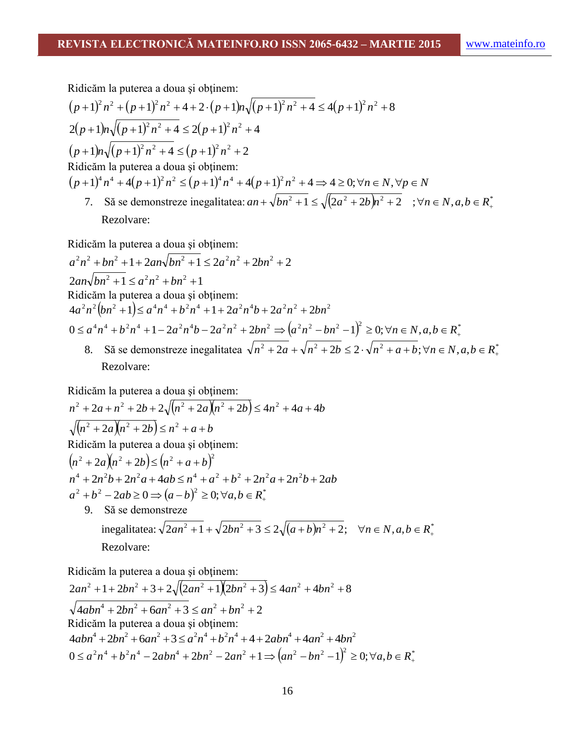Ridicăm la puterea a doua şi obţinem:

$$(p+1)^2 n^2 + (p+1)^2 n^2 + 4 + 2\cdot(p+1)n\sqrt{(p+1)^2 n^2 + 4} \le 4(p+1)^2 n^2 + 8$$

$$2(p+1)n\sqrt{(p+1)^2 n^2 + 4} \le 2(p+1)^2 n^2 + 4$$

$$(p+1)n\sqrt{(p+1)^2 n^2 + 4} \le (p+1)^2 n^2 + 2$$

Ridicăm la puterea a doua şi obţinem:

$$(p+1)^4 n^4 + 4(p+1)^2 n^2 \le (p+1)^4 n^4 + 4(p+1)^2 n^2 + 4 \Rightarrow 4 \ge 0; \forall n \in N, \forall p \in N$$

7. Să se demonstreze inegalitatea: $an + \sqrt{bn^2+1} \le \sqrt{(2a^2+2b)n^2+2} \quad ;\forall n \in N, a,b \in R_+^*$

   Rezolvare:

Ridicăm la puterea a doua şi obţinem:

$$a^2n^2 + bn^2 + 1 + 2an\sqrt{bn^2+1} \le 2a^2n^2 + 2bn^2 + 2$$

$$2an\sqrt{bn^2+1} \le a^2n^2 + bn^2 + 1$$

Ridicăm la puterea a doua şi obţinem:

$$4a^2n^2(bn^2+1) \le a^4n^4 + b^2n^4 + 1 + 2a^2n^4b + 2a^2n^2 + 2bn^2$$

$$0 \le a^4n^4 + b^2n^4 + 1 - 2a^2n^4b - 2a^2n^2 + 2bn^2 \Rightarrow (a^2n^2 - bn^2 - 1)^2 \ge 0; \forall n \in N, a,b \in R_+^*$$

8. Să se demonstreze inegalitatea $\sqrt{n^2+2a} + \sqrt{n^2+2b} \le 2\cdot\sqrt{n^2+a+b}; \forall n \in N, a,b \in R_+^*$

   Rezolvare:

Ridicăm la puterea a doua şi obţinem:

$$n^2 + 2a + n^2 + 2b + 2\sqrt{(n^2+2a)(n^2+2b)} \le 4n^2 + 4a + 4b$$

$$\sqrt{(n^2+2a)(n^2+2b)} \le n^2 + a + b$$

Ridicăm la puterea a doua şi obţinem:

$$(n^2+2a)(n^2+2b) \le (n^2+a+b)^2$$

$$n^4 + 2n^2b + 2n^2a + 4ab \le n^4 + a^2 + b^2 + 2n^2a + 2n^2b + 2ab$$

$$a^2 + b^2 - 2ab \ge 0 \Rightarrow (a-b)^2 \ge 0; \forall a,b \in R_+^*$$

9. Să se demonstreze

   inegalitatea: $\sqrt{2an^2+1} + \sqrt{2bn^2+3} \le 2\sqrt{(a+b)n^2+2}; \quad \forall n \in N, a,b \in R_+^*$

   Rezolvare:

Ridicăm la puterea a doua şi obţinem:

$$2an^2 + 1 + 2bn^2 + 3 + 2\sqrt{(2an^2+1)(2bn^2+3)} \le 4an^2 + 4bn^2 + 8$$

$$\sqrt{4abn^4 + 2bn^2 + 6an^2 + 3} \le an^2 + bn^2 + 2$$

Ridicăm la puterea a doua şi obţinem:

$$4abn^4 + 2bn^2 + 6an^2 + 3 \le a^2n^4 + b^2n^4 + 4 + 2abn^4 + 4an^2 + 4bn^2$$

$$0 \le a^2n^4 + b^2n^4 - 2abn^4 + 2bn^2 - 2an^2 + 1 \Rightarrow (an^2 - bn^2 - 1)^2 \ge 0; \forall a,b \in R_+^*$$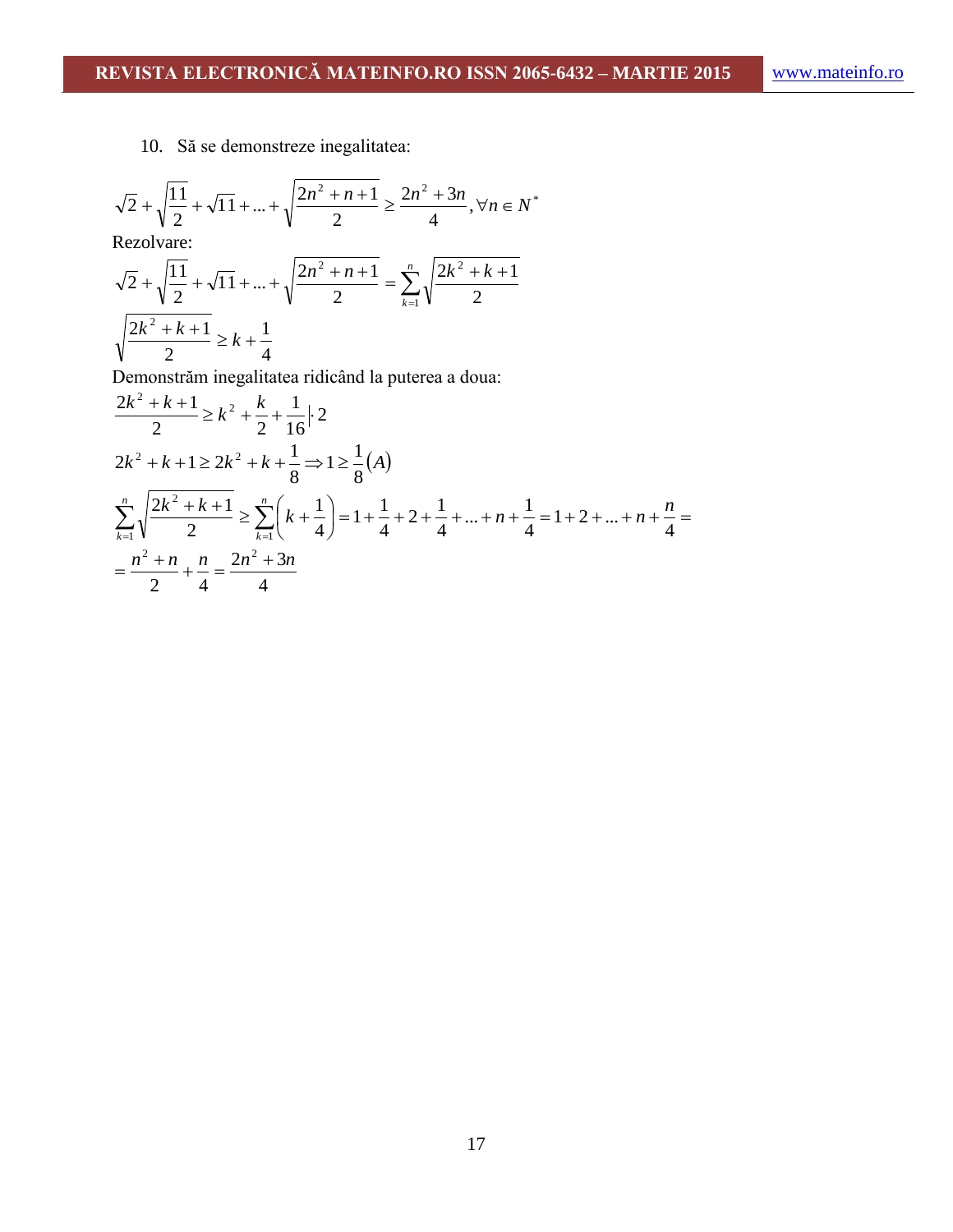10. Să se demonstreze inegalitatea:

$$\sqrt{2}+\sqrt{\frac{11}{2}}+\sqrt{11}+...+\sqrt{\frac{2n^2+n+1}{2}}\geq\frac{2n^2+3n}{4},\forall n\in N^*$$

Rezolvare:

$$\sqrt{2}+\sqrt{\frac{11}{2}}+\sqrt{11}+...+\sqrt{\frac{2n^2+n+1}{2}}=\sum_{k=1}^{n}\sqrt{\frac{2k^2+k+1}{2}}$$

$$\sqrt{\frac{2k^2+k+1}{2}}\geq k+\frac{1}{4}$$

Demonstrăm inegalitatea ridicând la puterea a doua:

$$\frac{2k^2+k+1}{2}\geq k^2+\frac{k}{2}+\frac{1}{16}\Big|\cdot 2$$

$$2k^2+k+1\geq 2k^2+k+\frac{1}{8}\Rightarrow 1\geq\frac{1}{8}(A)$$

$$\sum_{k=1}^{n}\sqrt{\frac{2k^2+k+1}{2}}\geq\sum_{k=1}^{n}\left(k+\frac{1}{4}\right)=1+\frac{1}{4}+2+\frac{1}{4}+...+n+\frac{1}{4}=1+2+...+n+\frac{n}{4}=$$

$$=\frac{n^2+n}{2}+\frac{n}{4}=\frac{2n^2+3n}{4}$$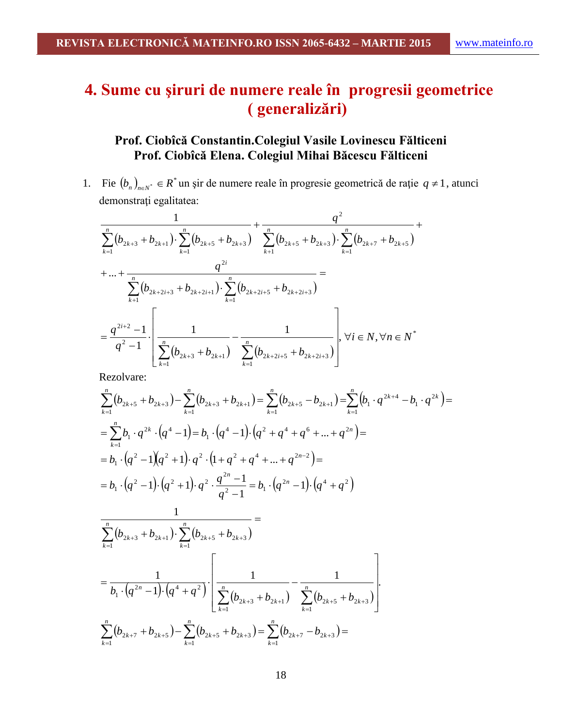# 4. Sume cu şiruri de numere reale în progresii geometrice ( generalizări)

**Prof. Ciobîcă Constantin.Colegiul Vasile Lovinescu Fălticeni**
**Prof. Ciobîcă Elena. Colegiul Mihai Băcescu Fălticeni**

1. Fie $(b_n)_{n\in N^*} \in R^*$ un şir de numere reale în progresie geometrică de raţie $q \neq 1$, atunci demonstraţi egalitatea:

$$\frac{1}{\sum_{k=1}^{n}(b_{2k+3}+b_{2k+1})\cdot\sum_{k=1}^{n}(b_{2k+5}+b_{2k+3})}+\frac{q^2}{\sum_{k+1}^{n}(b_{2k+5}+b_{2k+3})\cdot\sum_{k=1}^{n}(b_{2k+7}+b_{2k+5})}+$$

$$+\ldots+\frac{q^{2i}}{\sum_{k+1}^{n}(b_{2k+2i+3}+b_{2k+2i+1})\cdot\sum_{k=1}^{n}(b_{2k+2i+5}+b_{2k+2i+3})}=$$

$$=\frac{q^{2i+2}-1}{q^2-1}\cdot\left[\frac{1}{\sum_{k=1}^{n}(b_{2k+3}+b_{2k+1})}-\frac{1}{\sum_{k=1}^{n}(b_{2k+2i+5}+b_{2k+2i+3})}\right], \forall i \in N, \forall n \in N^*$$

Rezolvare:

$$\sum_{k=1}^{n}(b_{2k+5}+b_{2k+3})-\sum_{k=1}^{n}(b_{2k+3}+b_{2k+1})=\sum_{k=1}^{n}(b_{2k+5}-b_{2k+1})=\sum_{k=1}^{n}(b_1\cdot q^{2k+4}-b_1\cdot q^{2k})=$$

$$=\sum_{k=1}^{n}b_1\cdot q^{2k}\cdot(q^4-1)=b_1\cdot(q^4-1)\cdot(q^2+q^4+q^6+\ldots+q^{2n})=$$

$$=b_1\cdot(q^2-1)(q^2+1)\cdot q^2\cdot(1+q^2+q^4+\ldots+q^{2n-2})=$$

$$=b_1\cdot(q^2-1)\cdot(q^2+1)\cdot q^2\cdot\frac{q^{2n}-1}{q^2-1}=b_1\cdot(q^{2n}-1)\cdot(q^4+q^2)$$

$$\frac{1}{\sum_{k=1}^{n}(b_{2k+3}+b_{2k+1})\cdot\sum_{k=1}^{n}(b_{2k+5}+b_{2k+3})}=$$

$$=\frac{1}{b_1\cdot(q^{2n}-1)\cdot(q^4+q^2)}\cdot\left[\frac{1}{\sum_{k=1}^{n}(b_{2k+3}+b_{2k+1})}-\frac{1}{\sum_{k=1}^{n}(b_{2k+5}+b_{2k+3})}\right].$$

$$\sum_{k=1}^{n}(b_{2k+7}+b_{2k+5})-\sum_{k=1}^{n}(b_{2k+5}+b_{2k+3})=\sum_{k=1}^{n}(b_{2k+7}-b_{2k+3})=$$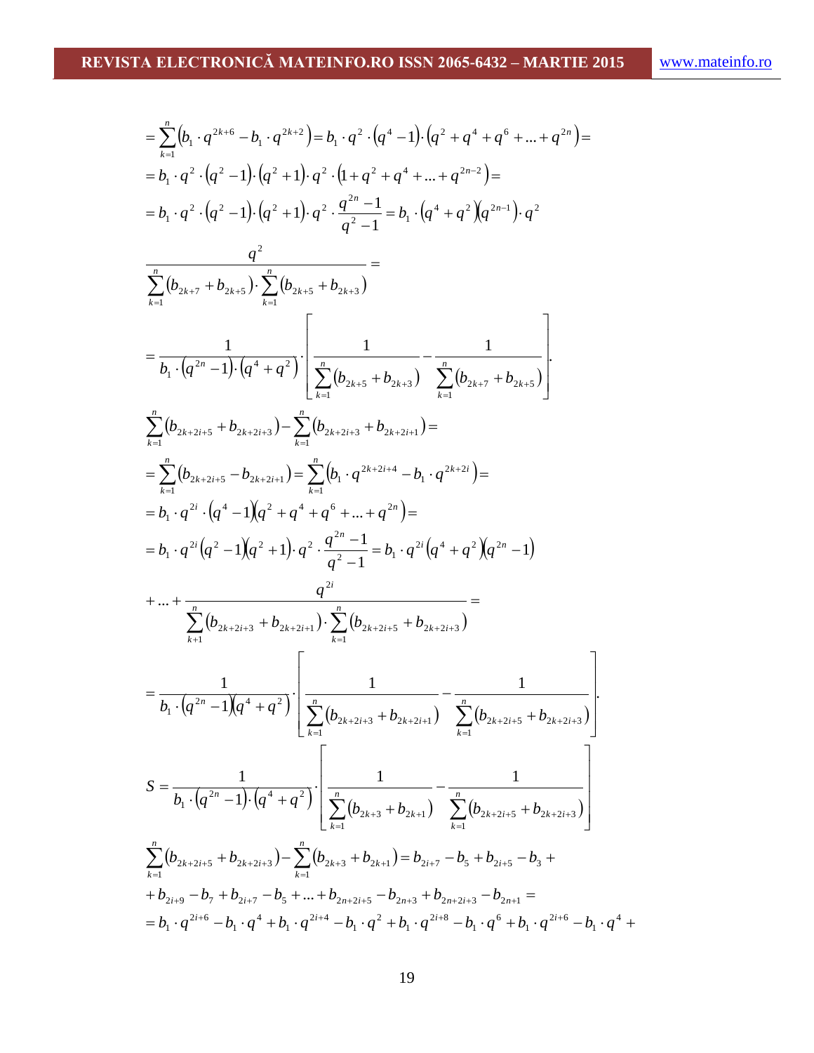$$= \sum_{k=1}^{n} \left( b_1 \cdot q^{2k+6} - b_1 \cdot q^{2k+2} \right) = b_1 \cdot q^2 \cdot \left( q^4 - 1 \right) \cdot \left( q^2 + q^4 + q^6 + \ldots + q^{2n} \right) =$$

$$= b_1 \cdot q^2 \cdot \left( q^2 - 1 \right) \cdot \left( q^2 + 1 \right) \cdot q^2 \cdot \left( 1 + q^2 + q^4 + \ldots + q^{2n-2} \right) =$$

$$= b_1 \cdot q^2 \cdot \left( q^2 - 1 \right) \cdot \left( q^2 + 1 \right) \cdot q^2 \cdot \frac{q^{2n} - 1}{q^2 - 1} = b_1 \cdot \left( q^4 + q^2 \right) \left( q^{2n-1} \right) \cdot q^2$$

$$\frac{q^2}{\sum_{k=1}^{n} \left( b_{2k+7} + b_{2k+5} \right) \cdot \sum_{k=1}^{n} \left( b_{2k+5} + b_{2k+3} \right)} =$$

$$= \frac{1}{b_1 \cdot \left( q^{2n} - 1 \right) \cdot \left( q^4 + q^2 \right)} \cdot \left[ \frac{1}{\sum_{k=1}^{n} \left( b_{2k+5} + b_{2k+3} \right)} - \frac{1}{\sum_{k=1}^{n} \left( b_{2k+7} + b_{2k+5} \right)} \right].$$

$$\sum_{k=1}^{n} \left( b_{2k+2i+5} + b_{2k+2i+3} \right) - \sum_{k=1}^{n} \left( b_{2k+2i+3} + b_{2k+2i+1} \right) =$$

$$= \sum_{k=1}^{n} \left( b_{2k+2i+5} - b_{2k+2i+1} \right) = \sum_{k=1}^{n} \left( b_1 \cdot q^{2k+2i+4} - b_1 \cdot q^{2k+2i} \right) =$$

$$= b_1 \cdot q^{2i} \cdot \left( q^4 - 1 \right) \left( q^2 + q^4 + q^6 + \ldots + q^{2n} \right) =$$

$$= b_1 \cdot q^{2i} \left( q^2 - 1 \right) \left( q^2 + 1 \right) \cdot q^2 \cdot \frac{q^{2n} - 1}{q^2 - 1} = b_1 \cdot q^{2i} \left( q^4 + q^2 \right) \left( q^{2n} - 1 \right)$$

$$+ \ldots + \frac{q^{2i}}{\sum_{k+1}^{n} \left( b_{2k+2i+3} + b_{2k+2i+1} \right) \cdot \sum_{k=1}^{n} \left( b_{2k+2i+5} + b_{2k+2i+3} \right)} =$$

$$= \frac{1}{b_1 \cdot \left( q^{2n} - 1 \right) \left( q^4 + q^2 \right)} \cdot \left[ \frac{1}{\sum_{k=1}^{n} \left( b_{2k+2i+3} + b_{2k+2i+1} \right)} - \frac{1}{\sum_{k=1}^{n} \left( b_{2k+2i+5} + b_{2k+2i+3} \right)} \right].$$

$$S = \frac{1}{b_1 \cdot \left( q^{2n} - 1 \right) \cdot \left( q^4 + q^2 \right)} \cdot \left[ \frac{1}{\sum_{k=1}^{n} \left( b_{2k+3} + b_{2k+1} \right)} - \frac{1}{\sum_{k=1}^{n} \left( b_{2k+2i+5} + b_{2k+2i+3} \right)} \right]$$

$$\sum_{k=1}^{n} \left( b_{2k+2i+5} + b_{2k+2i+3} \right) - \sum_{k=1}^{n} \left( b_{2k+3} + b_{2k+1} \right) = b_{2i+7} - b_5 + b_{2i+5} - b_3 +$$

$$+ b_{2i+9} - b_7 + b_{2i+7} - b_5 + \ldots + b_{2n+2i+5} - b_{2n+3} + b_{2n+2i+3} - b_{2n+1} =$$

$$= b_1 \cdot q^{2i+6} - b_1 \cdot q^4 + b_1 \cdot q^{2i+4} - b_1 \cdot q^2 + b_1 \cdot q^{2i+8} - b_1 \cdot q^6 + b_1 \cdot q^{2i+6} - b_1 \cdot q^4 +$$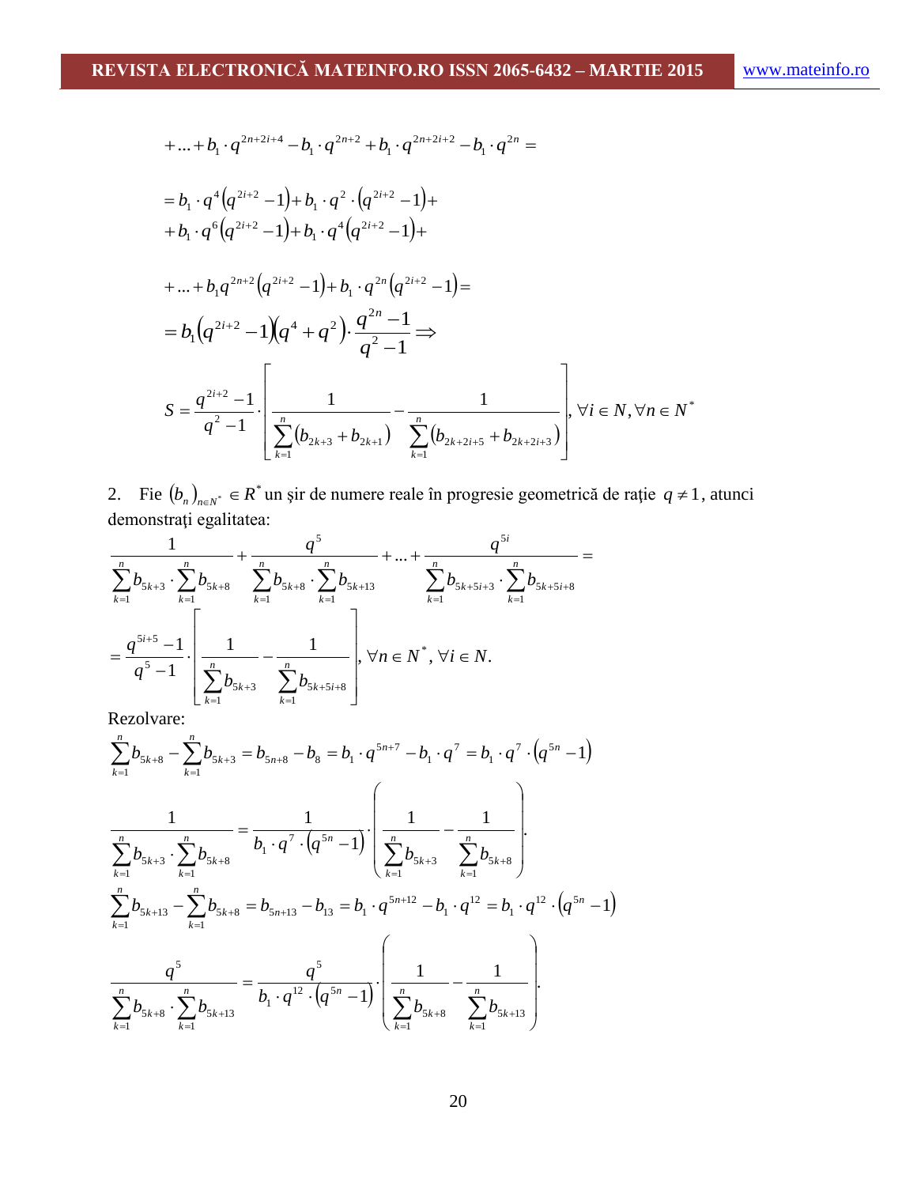$$+\ldots+b_1\cdot q^{2n+2i+4}-b_1\cdot q^{2n+2}+b_1\cdot q^{2n+2i+2}-b_1\cdot q^{2n}=$$

$$=b_1\cdot q^4\left(q^{2i+2}-1\right)+b_1\cdot q^2\cdot\left(q^{2i+2}-1\right)+$$
$$+b_1\cdot q^6\left(q^{2i+2}-1\right)+b_1\cdot q^4\left(q^{2i+2}-1\right)+$$

$$+\ldots+b_1q^{2n+2}\left(q^{2i+2}-1\right)+b_1\cdot q^{2n}\left(q^{2i+2}-1\right)=$$
$$=b_1\left(q^{2i+2}-1\right)\left(q^4+q^2\right)\cdot\frac{q^{2n}-1}{q^2-1}\Rightarrow$$
$$S=\frac{q^{2i+2}-1}{q^2-1}\cdot\left[\frac{1}{\sum_{k=1}^{n}\left(b_{2k+3}+b_{2k+1}\right)}-\frac{1}{\sum_{k=1}^{n}\left(b_{2k+2i+5}+b_{2k+2i+3}\right)}\right],\ \forall i\in N,\forall n\in N^*$$

2. Fie $(b_n)_{n\in N^*}\in R^*$ un şir de numere reale în progresie geometrică de raţie $q\neq 1$, atunci demonstraţi egalitatea:

$$\frac{1}{\sum_{k=1}^{n}b_{5k+3}\cdot\sum_{k=1}^{n}b_{5k+8}}+\frac{q^5}{\sum_{k=1}^{n}b_{5k+8}\cdot\sum_{k=1}^{n}b_{5k+13}}+\ldots+\frac{q^{5i}}{\sum_{k=1}^{n}b_{5k+5i+3}\cdot\sum_{k=1}^{n}b_{5k+5i+8}}=$$
$$=\frac{q^{5i+5}-1}{q^5-1}\cdot\left[\frac{1}{\sum_{k=1}^{n}b_{5k+3}}-\frac{1}{\sum_{k=1}^{n}b_{5k+5i+8}}\right],\ \forall n\in N^*,\ \forall i\in N.$$

Rezolvare:

$$\sum_{k=1}^{n}b_{5k+8}-\sum_{k=1}^{n}b_{5k+3}=b_{5n+8}-b_8=b_1\cdot q^{5n+7}-b_1\cdot q^7=b_1\cdot q^7\cdot\left(q^{5n}-1\right)$$

$$\frac{1}{\sum_{k=1}^{n}b_{5k+3}\cdot\sum_{k=1}^{n}b_{5k+8}}=\frac{1}{b_1\cdot q^7\cdot\left(q^{5n}-1\right)}\cdot\left(\frac{1}{\sum_{k=1}^{n}b_{5k+3}}-\frac{1}{\sum_{k=1}^{n}b_{5k+8}}\right).$$

$$\sum_{k=1}^{n}b_{5k+13}-\sum_{k=1}^{n}b_{5k+8}=b_{5n+13}-b_{13}=b_1\cdot q^{5n+12}-b_1\cdot q^{12}=b_1\cdot q^{12}\cdot\left(q^{5n}-1\right)$$

$$\frac{q^5}{\sum_{k=1}^{n}b_{5k+8}\cdot\sum_{k=1}^{n}b_{5k+13}}=\frac{q^5}{b_1\cdot q^{12}\cdot\left(q^{5n}-1\right)}\cdot\left(\frac{1}{\sum_{k=1}^{n}b_{5k+8}}-\frac{1}{\sum_{k=1}^{n}b_{5k+13}}\right).$$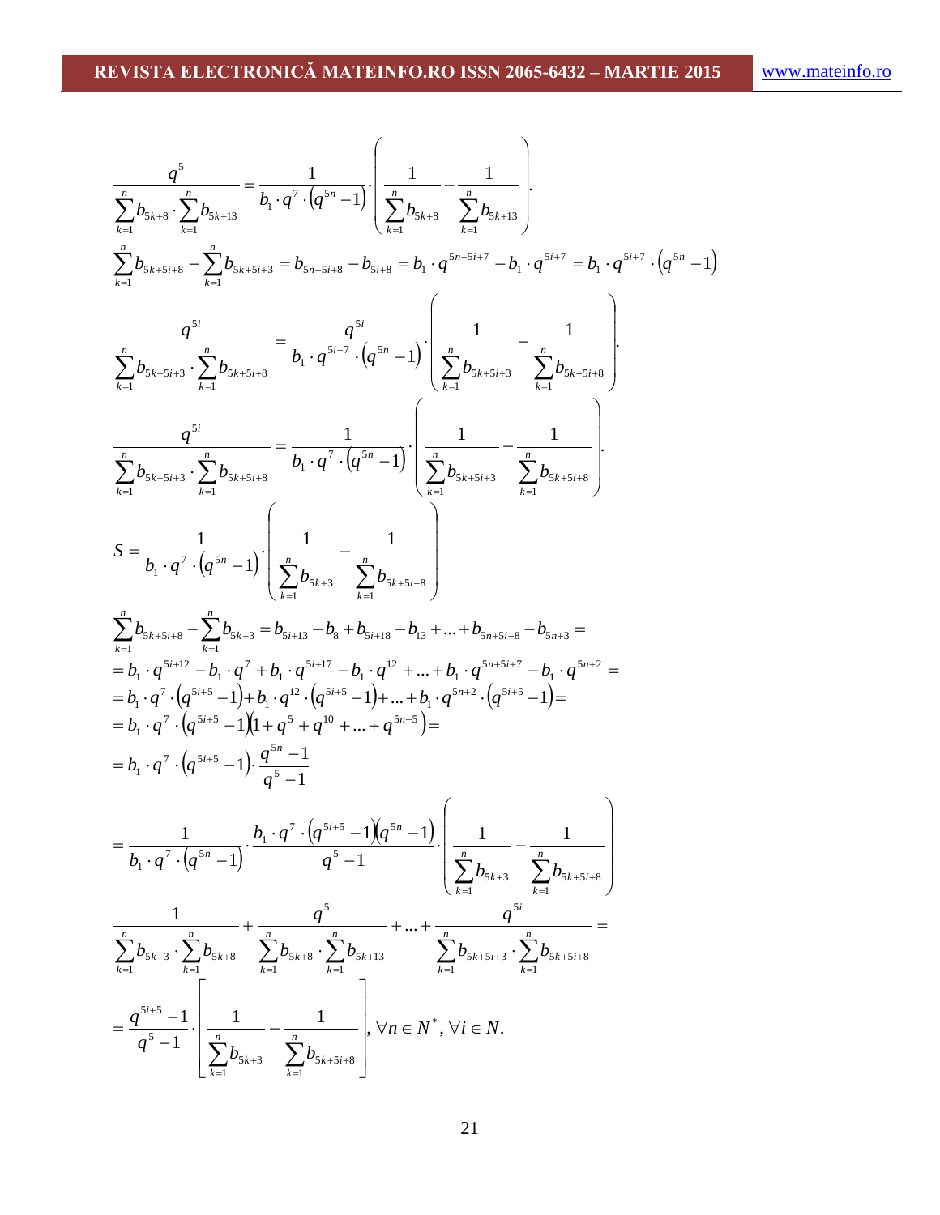$$\frac{q^5}{\sum_{k=1}^{n} b_{5k+8} \cdot \sum_{k=1}^{n} b_{5k+13}} = \frac{1}{b_1 \cdot q^7 \cdot \left(q^{5n}-1\right)} \cdot \left( \frac{1}{\sum_{k=1}^{n} b_{5k+8}} - \frac{1}{\sum_{k=1}^{n} b_{5k+13}} \right).$$

$$\sum_{k=1}^{n} b_{5k+5i+8} - \sum_{k=1}^{n} b_{5k+5i+3} = b_{5n+5i+8} - b_{5i+8} = b_1 \cdot q^{5n+5i+7} - b_1 \cdot q^{5i+7} = b_1 \cdot q^{5i+7} \cdot \left(q^{5n}-1\right)$$

$$\frac{q^{5i}}{\sum_{k=1}^{n} b_{5k+5i+3} \cdot \sum_{k=1}^{n} b_{5k+5i+8}} = \frac{q^{5i}}{b_1 \cdot q^{5i+7} \cdot \left(q^{5n}-1\right)} \cdot \left( \frac{1}{\sum_{k=1}^{n} b_{5k+5i+3}} - \frac{1}{\sum_{k=1}^{n} b_{5k+5i+8}} \right).$$

$$\frac{q^{5i}}{\sum_{k=1}^{n} b_{5k+5i+3} \cdot \sum_{k=1}^{n} b_{5k+5i+8}} = \frac{1}{b_1 \cdot q^7 \cdot \left(q^{5n}-1\right)} \cdot \left( \frac{1}{\sum_{k=1}^{n} b_{5k+5i+3}} - \frac{1}{\sum_{k=1}^{n} b_{5k+5i+8}} \right).$$

$$S = \frac{1}{b_1 \cdot q^7 \cdot \left(q^{5n}-1\right)} \cdot \left( \frac{1}{\sum_{k=1}^{n} b_{5k+3}} - \frac{1}{\sum_{k=1}^{n} b_{5k+5i+8}} \right)$$

$$\sum_{k=1}^{n} b_{5k+5i+8} - \sum_{k=1}^{n} b_{5k+3} = b_{5i+13} - b_8 + b_{5i+18} - b_{13} + \ldots + b_{5n+5i+8} - b_{5n+3} =$$
$$= b_1 \cdot q^{5i+12} - b_1 \cdot q^7 + b_1 \cdot q^{5i+17} - b_1 \cdot q^{12} + \ldots + b_1 \cdot q^{5n+5i+7} - b_1 \cdot q^{5n+2} =$$
$$= b_1 \cdot q^7 \cdot \left(q^{5i+5}-1\right) + b_1 \cdot q^{12} \cdot \left(q^{5i+5}-1\right) + \ldots + b_1 \cdot q^{5n+2} \cdot \left(q^{5i+5}-1\right) =$$
$$= b_1 \cdot q^7 \cdot \left(q^{5i+5}-1\right)\left(1 + q^5 + q^{10} + \ldots + q^{5n-5}\right) =$$
$$= b_1 \cdot q^7 \cdot \left(q^{5i+5}-1\right) \cdot \frac{q^{5n}-1}{q^5-1}$$

$$= \frac{1}{b_1 \cdot q^7 \cdot \left(q^{5n}-1\right)} \cdot \frac{b_1 \cdot q^7 \cdot \left(q^{5i+5}-1\right)\left(q^{5n}-1\right)}{q^5-1} \cdot \left( \frac{1}{\sum_{k=1}^{n} b_{5k+3}} - \frac{1}{\sum_{k=1}^{n} b_{5k+5i+8}} \right)$$

$$\frac{1}{\sum_{k=1}^{n} b_{5k+3} \cdot \sum_{k=1}^{n} b_{5k+8}} + \frac{q^5}{\sum_{k=1}^{n} b_{5k+8} \cdot \sum_{k=1}^{n} b_{5k+13}} + \ldots + \frac{q^{5i}}{\sum_{k=1}^{n} b_{5k+5i+3} \cdot \sum_{k=1}^{n} b_{5k+5i+8}} =$$

$$= \frac{q^{5i+5}-1}{q^5-1} \cdot \left[ \frac{1}{\sum_{k=1}^{n} b_{5k+3}} - \frac{1}{\sum_{k=1}^{n} b_{5k+5i+8}} \right], \forall n \in N^*, \forall i \in N.$$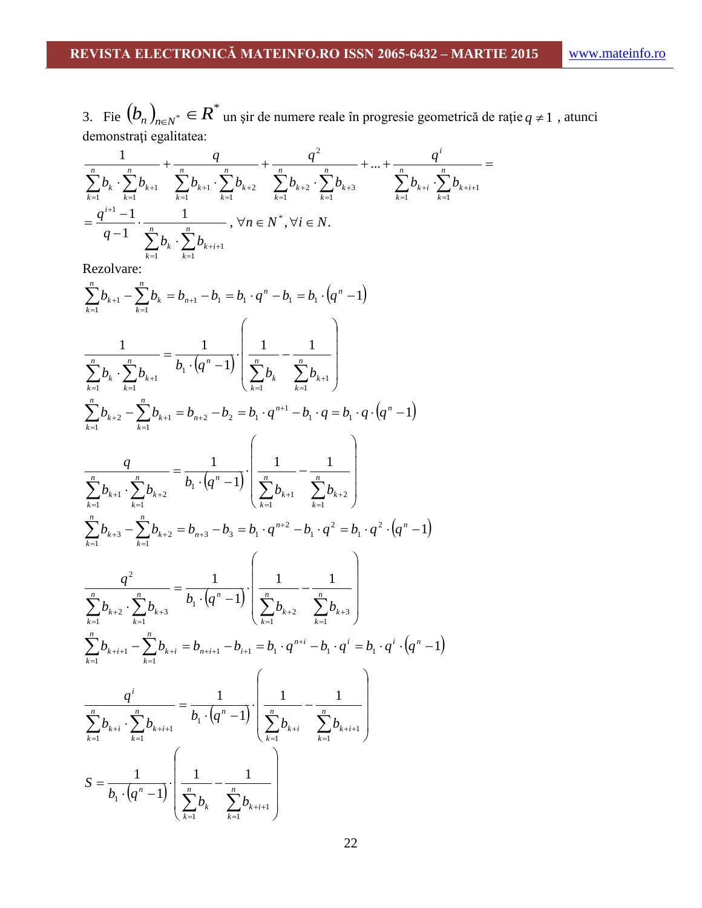3. Fie $(b_n)_{n\in N^*} \in R^*$ un şir de numere reale în progresie geometrică de raţie $q \neq 1$ , atunci demonstraţi egalitatea:

$$\frac{1}{\sum_{k=1}^{n} b_k \cdot \sum_{k=1}^{n} b_{k+1}} + \frac{q}{\sum_{k=1}^{n} b_{k+1} \cdot \sum_{k=1}^{n} b_{k+2}} + \frac{q^2}{\sum_{k=1}^{n} b_{k+2} \cdot \sum_{k=1}^{n} b_{k+3}} + ... + \frac{q^i}{\sum_{k=1}^{n} b_{k+i} \cdot \sum_{k=1}^{n} b_{k+i+1}} =$$

$$= \frac{q^{i+1}-1}{q-1} \cdot \frac{1}{\sum_{k=1}^{n} b_k \cdot \sum_{k=1}^{n} b_{k+i+1}}, \ \forall n \in N^*, \forall i \in N.$$

Rezolvare:

$$\sum_{k=1}^{n} b_{k+1} - \sum_{k=1}^{n} b_k = b_{n+1} - b_1 = b_1 \cdot q^n - b_1 = b_1 \cdot (q^n - 1)$$

$$\frac{1}{\sum_{k=1}^{n} b_k \cdot \sum_{k=1}^{n} b_{k+1}} = \frac{1}{b_1 \cdot (q^n - 1)} \cdot \left( \frac{1}{\sum_{k=1}^{n} b_k} - \frac{1}{\sum_{k=1}^{n} b_{k+1}} \right)$$

$$\sum_{k=1}^{n} b_{k+2} - \sum_{k=1}^{n} b_{k+1} = b_{n+2} - b_2 = b_1 \cdot q^{n+1} - b_1 \cdot q = b_1 \cdot q \cdot (q^n - 1)$$

$$\frac{q}{\sum_{k=1}^{n} b_{k+1} \cdot \sum_{k=1}^{n} b_{k+2}} = \frac{1}{b_1 \cdot (q^n - 1)} \cdot \left( \frac{1}{\sum_{k=1}^{n} b_{k+1}} - \frac{1}{\sum_{k=1}^{n} b_{k+2}} \right)$$

$$\sum_{k=1}^{n} b_{k+3} - \sum_{k=1}^{n} b_{k+2} = b_{n+3} - b_3 = b_1 \cdot q^{n+2} - b_1 \cdot q^2 = b_1 \cdot q^2 \cdot (q^n - 1)$$

$$\frac{q^2}{\sum_{k=1}^{n} b_{k+2} \cdot \sum_{k=1}^{n} b_{k+3}} = \frac{1}{b_1 \cdot (q^n - 1)} \cdot \left( \frac{1}{\sum_{k=1}^{n} b_{k+2}} - \frac{1}{\sum_{k=1}^{n} b_{k+3}} \right)$$

$$\sum_{k=1}^{n} b_{k+i+1} - \sum_{k=1}^{n} b_{k+i} = b_{n+i+1} - b_{i+1} = b_1 \cdot q^{n+i} - b_1 \cdot q^i = b_1 \cdot q^i \cdot (q^n - 1)$$

$$\frac{q^i}{\sum_{k=1}^{n} b_{k+i} \cdot \sum_{k=1}^{n} b_{k+i+1}} = \frac{1}{b_1 \cdot (q^n - 1)} \cdot \left( \frac{1}{\sum_{k=1}^{n} b_{k+i}} - \frac{1}{\sum_{k=1}^{n} b_{k+i+1}} \right)$$

$$S = \frac{1}{b_1 \cdot (q^n - 1)} \cdot \left( \frac{1}{\sum_{k=1}^{n} b_k} - \frac{1}{\sum_{k=1}^{n} b_{k+i+1}} \right)$$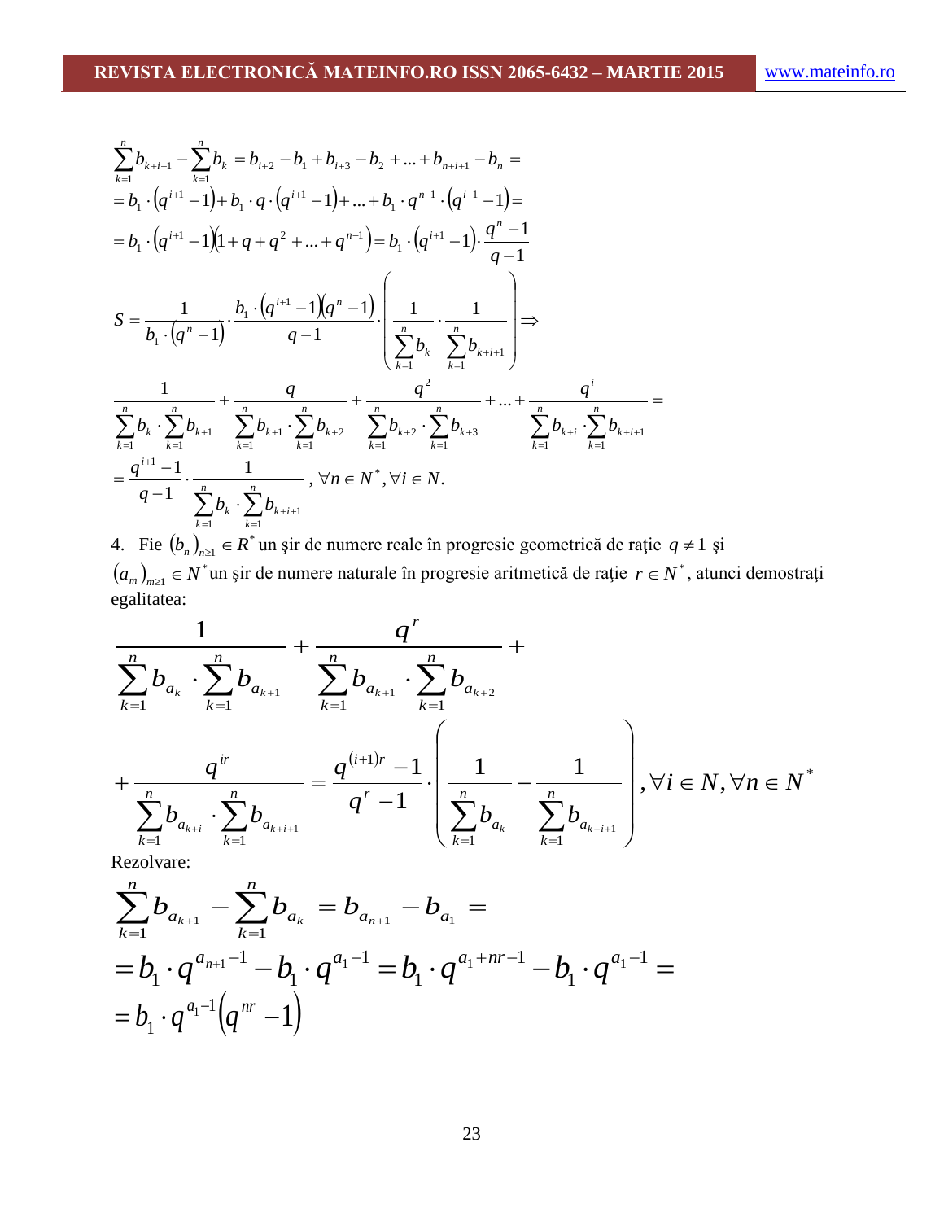$$\sum_{k=1}^{n} b_{k+i+1} - \sum_{k=1}^{n} b_k = b_{i+2} - b_1 + b_{i+3} - b_2 + \ldots + b_{n+i+1} - b_n =$$
$$= b_1 \cdot \left(q^{i+1} - 1\right) + b_1 \cdot q \cdot \left(q^{i+1} - 1\right) + \ldots + b_1 \cdot q^{n-1} \cdot \left(q^{i+1} - 1\right) =$$
$$= b_1 \cdot \left(q^{i+1} - 1\right)\left(1 + q + q^2 + \ldots + q^{n-1}\right) = b_1 \cdot \left(q^{i+1} - 1\right) \cdot \frac{q^n - 1}{q - 1}$$

$$S = \frac{1}{b_1 \cdot \left(q^n - 1\right)} \cdot \frac{b_1 \cdot \left(q^{i+1} - 1\right)\left(q^n - 1\right)}{q - 1} \cdot \left( \frac{1}{\sum_{k=1}^{n} b_k} \cdot \frac{1}{\sum_{k=1}^{n} b_{k+i+1}} \right) \Rightarrow$$

$$\frac{1}{\sum_{k=1}^{n} b_k \cdot \sum_{k=1}^{n} b_{k+1}} + \frac{q}{\sum_{k=1}^{n} b_{k+1} \cdot \sum_{k=1}^{n} b_{k+2}} + \frac{q^2}{\sum_{k=1}^{n} b_{k+2} \cdot \sum_{k=1}^{n} b_{k+3}} + \ldots + \frac{q^i}{\sum_{k=1}^{n} b_{k+i} \cdot \sum_{k=1}^{n} b_{k+i+1}} =$$
$$= \frac{q^{i+1} - 1}{q - 1} \cdot \frac{1}{\sum_{k=1}^{n} b_k \cdot \sum_{k=1}^{n} b_{k+i+1}}, \forall n \in N^*, \forall i \in N.$$

4. Fie $(b_n)_{n \geq 1} \in R^*$ un şir de numere reale în progresie geometrică de raţie $q \neq 1$ şi $(a_m)_{m \geq 1} \in N^*$ un şir de numere naturale în progresie aritmetică de raţie $r \in N^*$, atunci demostraţi egalitatea:

$$\frac{1}{\sum_{k=1}^{n} b_{a_k} \cdot \sum_{k=1}^{n} b_{a_{k+1}}} + \frac{q^r}{\sum_{k=1}^{n} b_{a_{k+1}} \cdot \sum_{k=1}^{n} b_{a_{k+2}}} +$$
$$+ \frac{q^{ir}}{\sum_{k=1}^{n} b_{a_{k+i}} \cdot \sum_{k=1}^{n} b_{a_{k+i+1}}} = \frac{q^{(i+1)r} - 1}{q^r - 1} \cdot \left( \frac{1}{\sum_{k=1}^{n} b_{a_k}} - \frac{1}{\sum_{k=1}^{n} b_{a_{k+i+1}}} \right), \forall i \in N, \forall n \in N^*$$

Rezolvare:

$$\sum_{k=1}^{n} b_{a_{k+1}} - \sum_{k=1}^{n} b_{a_k} = b_{a_{n+1}} - b_{a_1} =$$
$$= b_1 \cdot q^{a_{n+1} - 1} - b_1 \cdot q^{a_1 - 1} = b_1 \cdot q^{a_1 + nr - 1} - b_1 \cdot q^{a_1 - 1} =$$
$$= b_1 \cdot q^{a_1 - 1}\left(q^{nr} - 1\right)$$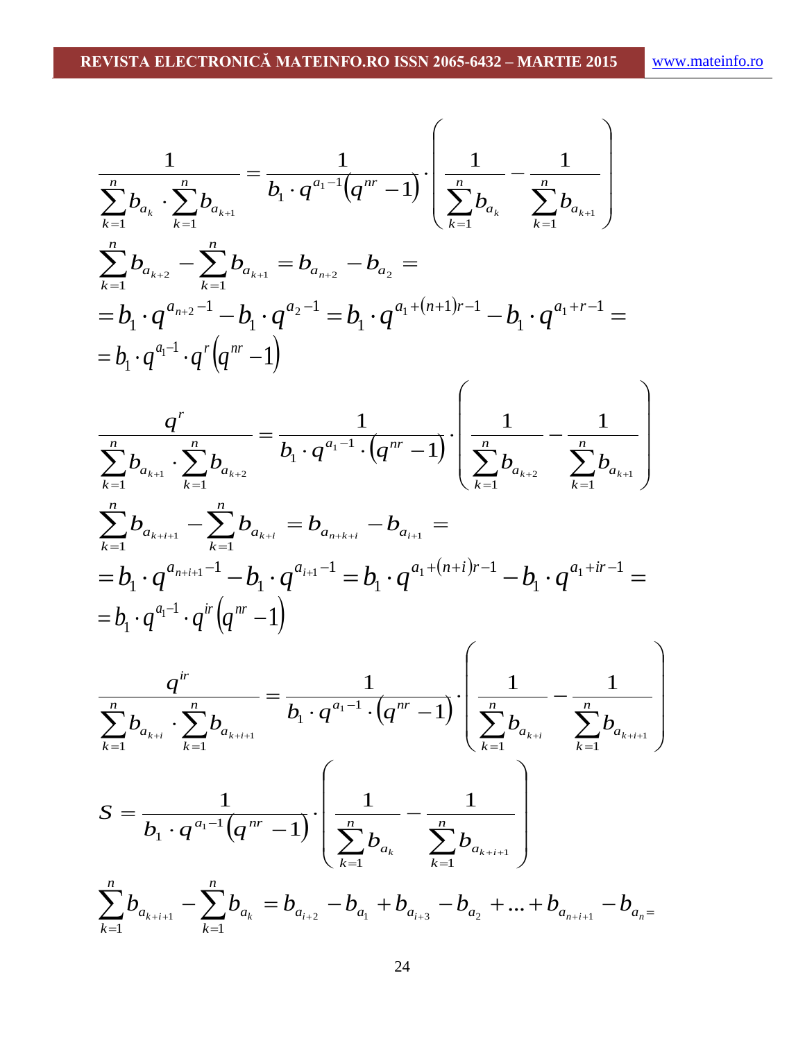$$\frac{1}{\sum_{k=1}^{n} b_{a_k} \cdot \sum_{k=1}^{n} b_{a_{k+1}}} = \frac{1}{b_1 \cdot q^{a_1 - 1}\left(q^{nr} - 1\right)} \cdot \left( \frac{1}{\sum_{k=1}^{n} b_{a_k}} - \frac{1}{\sum_{k=1}^{n} b_{a_{k+1}}} \right)$$

$$\sum_{k=1}^{n} b_{a_{k+2}} - \sum_{k=1}^{n} b_{a_{k+1}} = b_{a_{n+2}} - b_{a_2} =$$

$$= b_1 \cdot q^{a_{n+2} - 1} - b_1 \cdot q^{a_2 - 1} = b_1 \cdot q^{a_1 + (n+1)r - 1} - b_1 \cdot q^{a_1 + r - 1} =$$

$$= b_1 \cdot q^{a_1 - 1} \cdot q^{r}\left(q^{nr} - 1\right)$$

$$\frac{q^r}{\sum_{k=1}^{n} b_{a_{k+1}} \cdot \sum_{k=1}^{n} b_{a_{k+2}}} = \frac{1}{b_1 \cdot q^{a_1 - 1} \cdot \left(q^{nr} - 1\right)} \cdot \left( \frac{1}{\sum_{k=1}^{n} b_{a_{k+2}}} - \frac{1}{\sum_{k=1}^{n} b_{a_{k+1}}} \right)$$

$$\sum_{k=1}^{n} b_{a_{k+i+1}} - \sum_{k=1}^{n} b_{a_{k+i}} = b_{a_{n+k+i}} - b_{a_{i+1}} =$$

$$= b_1 \cdot q^{a_{n+i+1} - 1} - b_1 \cdot q^{a_{i+1} - 1} = b_1 \cdot q^{a_1 + (n+i)r - 1} - b_1 \cdot q^{a_1 + ir - 1} =$$

$$= b_1 \cdot q^{a_1 - 1} \cdot q^{ir}\left(q^{nr} - 1\right)$$

$$\frac{q^{ir}}{\sum_{k=1}^{n} b_{a_{k+i}} \cdot \sum_{k=1}^{n} b_{a_{k+i+1}}} = \frac{1}{b_1 \cdot q^{a_1 - 1} \cdot \left(q^{nr} - 1\right)} \cdot \left( \frac{1}{\sum_{k=1}^{n} b_{a_{k+i}}} - \frac{1}{\sum_{k=1}^{n} b_{a_{k+i+1}}} \right)$$

$$S = \frac{1}{b_1 \cdot q^{a_1 - 1}\left(q^{nr} - 1\right)} \cdot \left( \frac{1}{\sum_{k=1}^{n} b_{a_k}} - \frac{1}{\sum_{k=1}^{n} b_{a_{k+i+1}}} \right)$$

$$\sum_{k=1}^{n} b_{a_{k+i+1}} - \sum_{k=1}^{n} b_{a_k} = b_{a_{i+2}} - b_{a_1} + b_{a_{i+3}} - b_{a_2} + \ldots + b_{a_{n+i+1}} - b_{a_n} =$$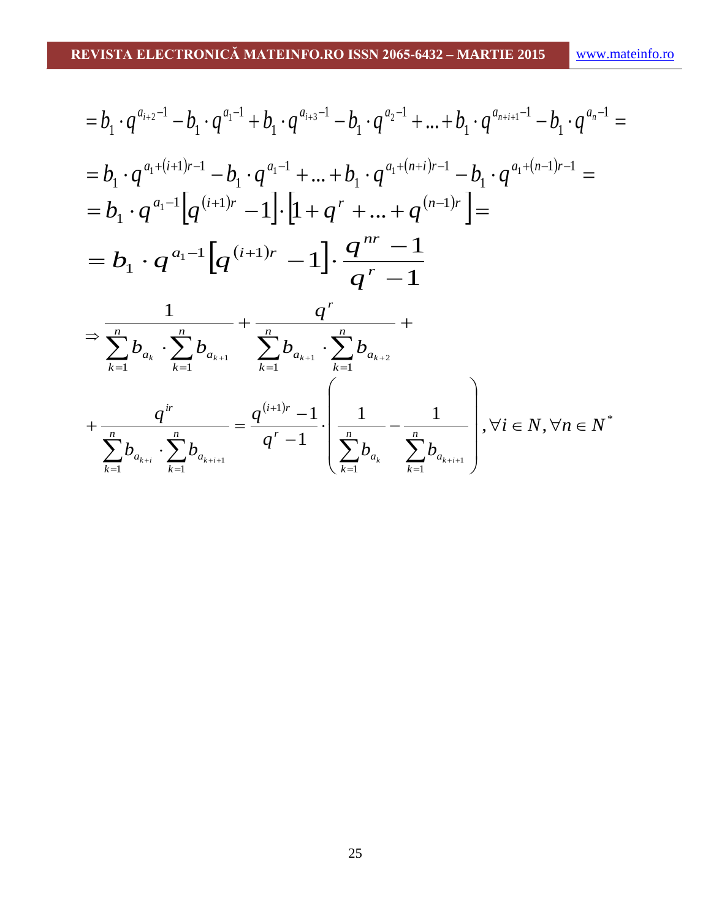$$= b_1 \cdot q^{a_{i+2}-1} - b_1 \cdot q^{a_1-1} + b_1 \cdot q^{a_{i+3}-1} - b_1 \cdot q^{a_2-1} + \ldots + b_1 \cdot q^{a_{n+i+1}-1} - b_1 \cdot q^{a_n-1} =$$

$$= b_1 \cdot q^{a_1+(i+1)r-1} - b_1 \cdot q^{a_1-1} + \ldots + b_1 \cdot q^{a_1+(n+i)r-1} - b_1 \cdot q^{a_1+(n-1)r-1} =$$

$$= b_1 \cdot q^{a_1-1}\left[q^{(i+1)r} - 1\right] \cdot \left[1 + q^r + \ldots + q^{(n-1)r}\right] =$$

$$= b_1 \cdot q^{a_1-1}\left[q^{(i+1)r} - 1\right] \cdot \frac{q^{nr} - 1}{q^r - 1}$$

$$\Rightarrow \frac{1}{\sum_{k=1}^{n} b_{a_k} \cdot \sum_{k=1}^{n} b_{a_{k+1}}} + \frac{q^r}{\sum_{k=1}^{n} b_{a_{k+1}} \cdot \sum_{k=1}^{n} b_{a_{k+2}}} +$$

$$+ \frac{q^{ir}}{\sum_{k=1}^{n} b_{a_{k+i}} \cdot \sum_{k=1}^{n} b_{a_{k+i+1}}} = \frac{q^{(i+1)r} - 1}{q^r - 1} \cdot \left( \frac{1}{\sum_{k=1}^{n} b_{a_k}} - \frac{1}{\sum_{k=1}^{n} b_{a_{k+i+1}}} \right), \forall i \in N, \forall n \in N^*$$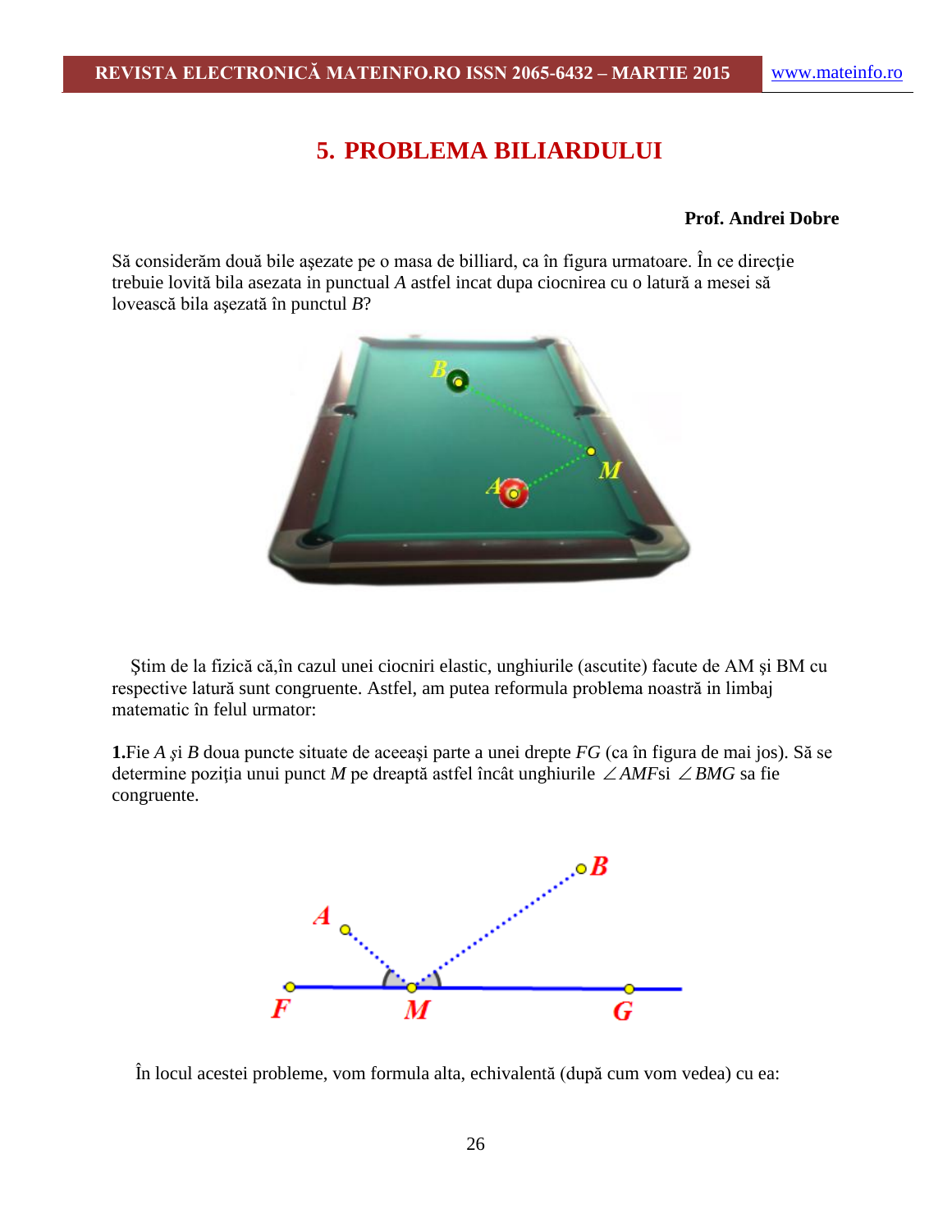## 5. PROBLEMA BILIARDULUI

**Prof. Andrei Dobre**

Să considerăm două bile aşezate pe o masa de billiard, ca în figura urmatoare. În ce direcţie trebuie lovită bila asezata in punctual *A* astfel incat dupa ciocnirea cu o latură a mesei să lovească bila aşezată în punctul *B*?

Ştim de la fizică că,în cazul unei ciocniri elastic, unghiurile (ascutite) facute de AM şi BM cu respective latură sunt congruente. Astfel, am putea reformula problema noastră in limbaj matematic în felul urmator:

**1.**Fie *A* şi *B* doua puncte situate de aceeaşi parte a unei drepte *FG* (ca în figura de mai jos). Să se determine poziţia unui punct *M* pe dreaptă astfel încât unghiurile $\angle AMF$si $\angle BMG$ sa fie congruente.

În locul acestei probleme, vom formula alta, echivalentă (după cum vom vedea) cu ea: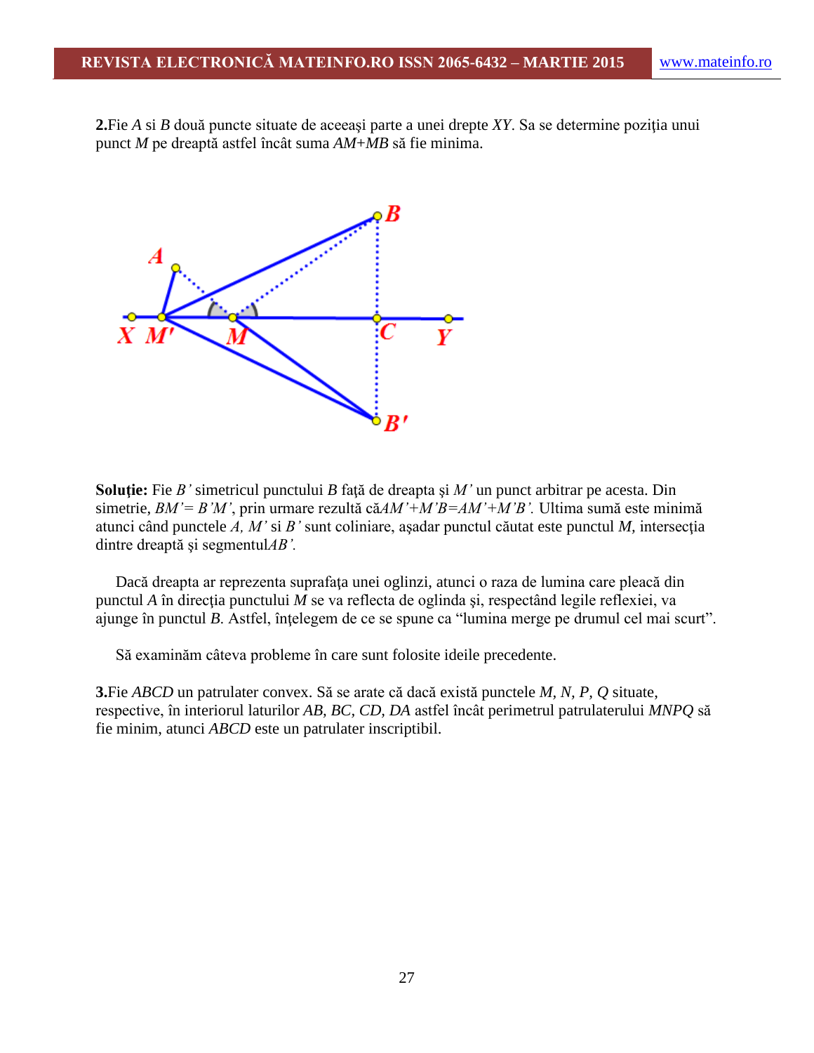**2.**Fie $A$ si $B$ două puncte situate de aceeaşi parte a unei drepte $XY$. Sa se determine poziţia unui punct $M$ pe dreaptă astfel încât suma $AM+MB$ să fie minima.

**Soluţie:** Fie $B'$ simetricul punctului $B$ faţă de dreapta şi $M'$ un punct arbitrar pe acesta. Din simetrie, $BM' = B'M'$, prin urmare rezultă că$AM'+M'B=AM'+M'B'$. Ultima sumă este minimă atunci când punctele $A$, $M'$ si $B'$ sunt coliniare, aşadar punctul căutat este punctul $M$, intersecţia dintre dreaptă şi segmentul$AB'$.

Dacă dreapta ar reprezenta suprafaţa unei oglinzi, atunci o raza de lumina care pleacă din punctul $A$ în direcţia punctului $M$ se va reflecta de oglinda şi, respectând legile reflexiei, va ajunge în punctul $B$. Astfel, înţelegem de ce se spune ca "lumina merge pe drumul cel mai scurt".

Să examinăm câteva probleme în care sunt folosite ideile precedente.

**3.**Fie $ABCD$ un patrulater convex. Să se arate că dacă există punctele $M$, $N$, $P$, $Q$ situate, respective, în interiorul laturilor $AB$, $BC$, $CD$, $DA$ astfel încât perimetrul patrulaterului $MNPQ$ să fie minim, atunci $ABCD$ este un patrulater inscriptibil.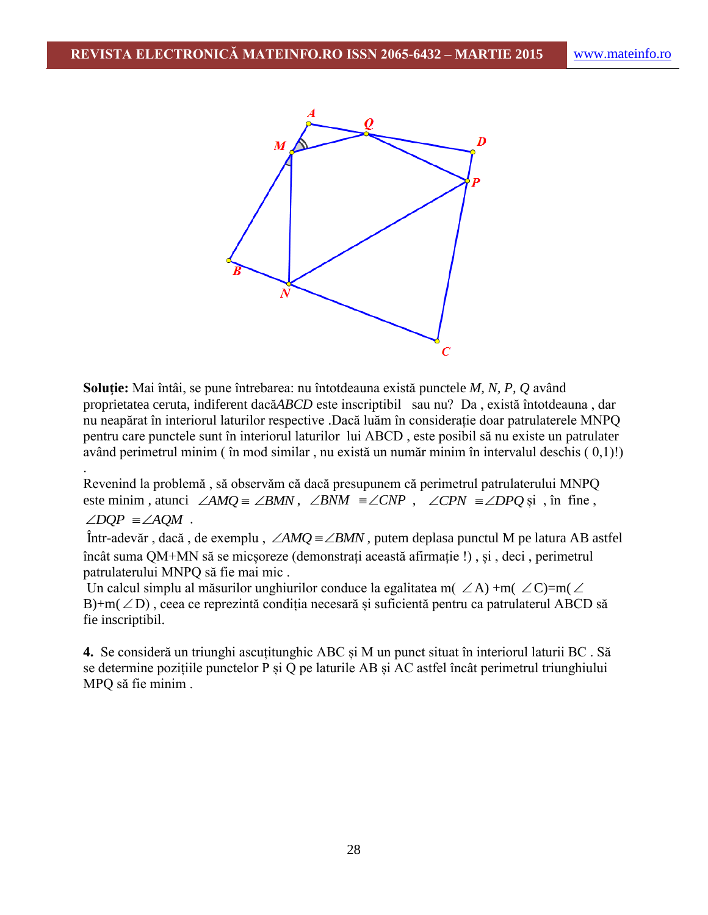**Soluție:** Mai întâi, se pune întrebarea: nu întotdeauna există punctele *M, N, P, Q* având proprietatea ceruta, indiferent dacă*ABCD* este inscriptibil sau nu? Da , există întotdeauna , dar nu neapărat în interiorul laturilor respective .Dacă luăm în considerație doar patrulaterele MNPQ pentru care punctele sunt în interiorul laturilor lui ABCD , este posibil să nu existe un patrulater având perimetrul minim ( în mod similar , nu există un număr minim în intervalul deschis ( 0,1)!) .

Revenind la problemă , să observăm că dacă presupunem că perimetrul patrulaterului MNPQ este minim , atunci $\angle AMQ \equiv \angle BMN$, $\angle BNM \equiv \angle CNP$, $\angle CPN \equiv \angle DPQ$ și , în fine , $\angle DQP \equiv \angle AQM$ .

Într-adevăr , dacă , de exemplu , $\angle AMQ \equiv \angle BMN$, putem deplasa punctul M pe latura AB astfel încât suma QM+MN să se micșoreze (demonstrați această afirmație !) , și , deci , perimetrul patrulaterului MNPQ să fie mai mic .

Un calcul simplu al măsurilor unghiurilor conduce la egalitatea m( $\angle$A) +m( $\angle$C)=m( $\angle$B)+m( $\angle$D) , ceea ce reprezintă condiția necesară și suficientă pentru ca patrulaterul ABCD să fie inscriptibil.

**4.** Se consideră un triunghi ascuțitunghic ABC și M un punct situat în interiorul laturii BC . Să se determine pozițiile punctelor P și Q pe laturile AB și AC astfel încât perimetrul triunghiului MPQ să fie minim .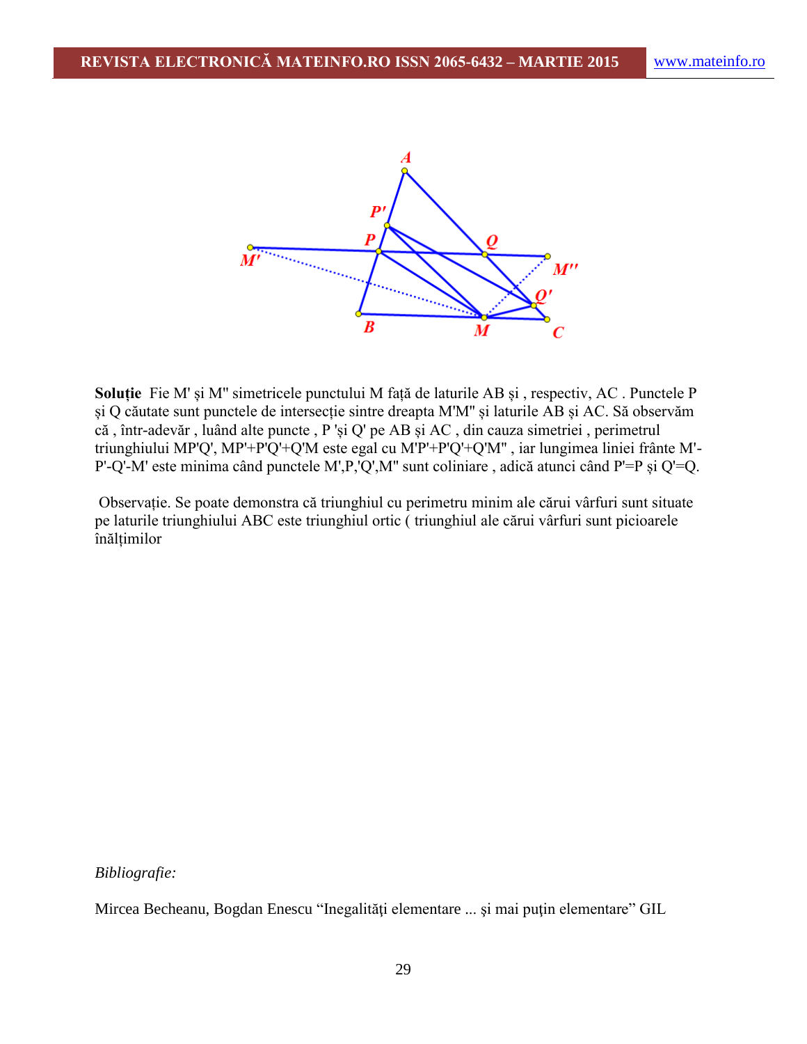**Soluție** Fie M' și M'' simetricele punctului M față de laturile AB și , respectiv, AC . Punctele P și Q căutate sunt punctele de intersecție sintre dreapta M'M'' și laturile AB și AC. Să observăm că , într-adevăr , luând alte puncte , P 'și Q' pe AB și AC , din cauza simetriei , perimetrul triunghiului MP'Q', MP'+P'Q'+Q'M este egal cu M'P'+P'Q'+Q'M'' , iar lungimea liniei frânte M'-P'-Q'-M' este minima când punctele M',P,'Q',M'' sunt coliniare , adică atunci când P'=P și Q'=Q.

Observație. Se poate demonstra că triunghiul cu perimetru minim ale cărui vârfuri sunt situate pe laturile triunghiului ABC este triunghiul ortic ( triunghiul ale cărui vârfuri sunt picioarele înălțimilor

*Bibliografie:*

Mircea Becheanu, Bogdan Enescu "Inegalităţi elementare ... şi mai puţin elementare" GIL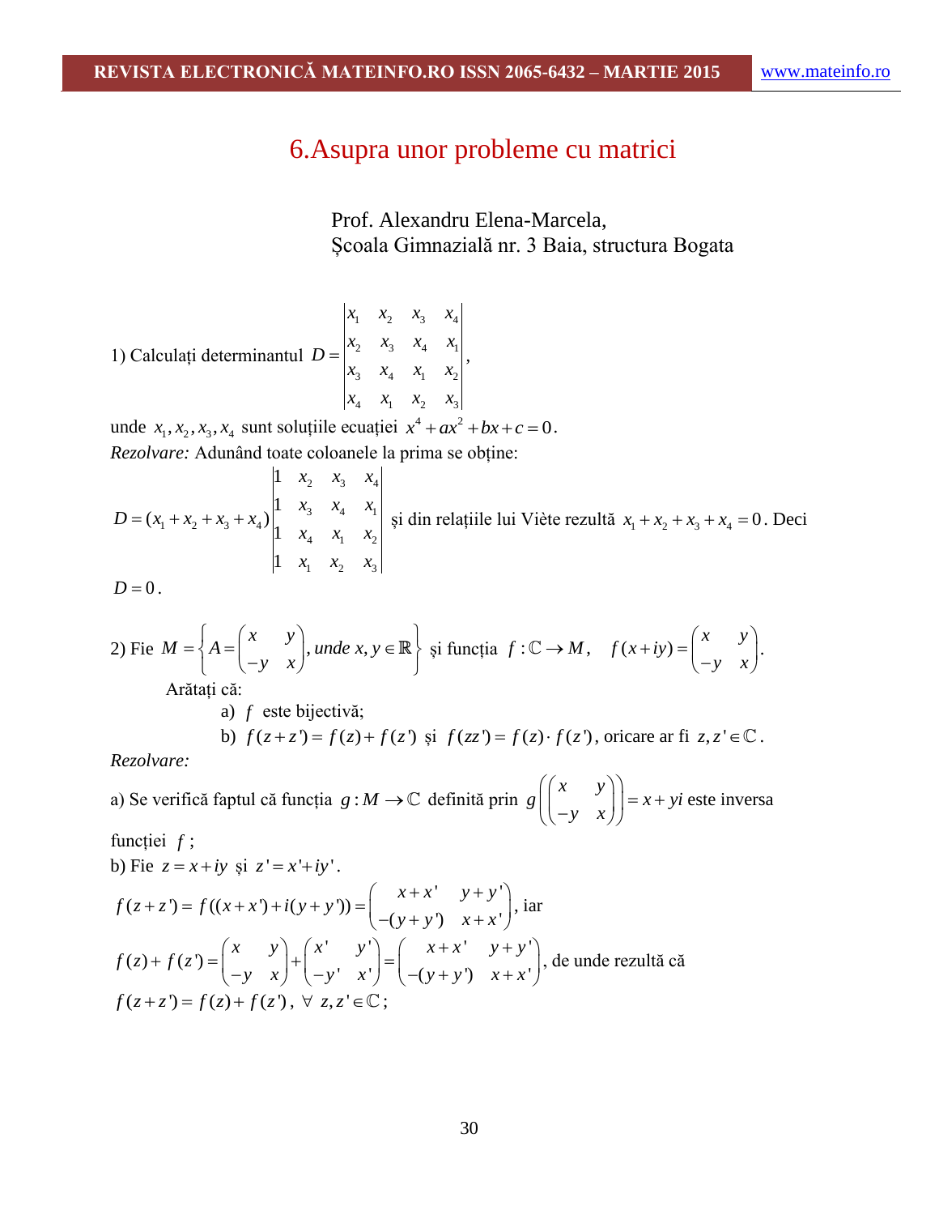# 6.Asupra unor probleme cu matrici

Prof. Alexandru Elena-Marcela,
Școala Gimnazială nr. 3 Baia, structura Bogata

1) Calculați determinantul $D = \begin{vmatrix} x_1 & x_2 & x_3 & x_4 \\ x_2 & x_3 & x_4 & x_1 \\ x_3 & x_4 & x_1 & x_2 \\ x_4 & x_1 & x_2 & x_3 \end{vmatrix}$,

unde $x_1, x_2, x_3, x_4$ sunt soluțiile ecuației $x^4 + ax^2 + bx + c = 0$.

*Rezolvare:* Adunând toate coloanele la prima se obține:

$D = (x_1 + x_2 + x_3 + x_4)\begin{vmatrix} 1 & x_2 & x_3 & x_4 \\ 1 & x_3 & x_4 & x_1 \\ 1 & x_4 & x_1 & x_2 \\ 1 & x_1 & x_2 & x_3 \end{vmatrix}$ și din relațiile lui Viète rezultă $x_1 + x_2 + x_3 + x_4 = 0$. Deci $D = 0$.

2) Fie $M = \left\{ A = \begin{pmatrix} x & y \\ -y & x \end{pmatrix}, \textit{unde } x, y \in \mathbb{R} \right\}$ și funcția $f : \mathbb{C} \to M$, $f(x+iy) = \begin{pmatrix} x & y \\ -y & x \end{pmatrix}$.

Arătați că:

a) $f$ este bijectivă;

b) $f(z+z') = f(z) + f(z')$ și $f(zz') = f(z) \cdot f(z')$, oricare ar fi $z, z' \in \mathbb{C}$.

*Rezolvare:*

a) Se verifică faptul că funcția $g : M \to \mathbb{C}$ definită prin $g\left(\begin{pmatrix} x & y \\ -y & x \end{pmatrix}\right) = x + yi$ este inversa funcției $f$;

b) Fie $z = x + iy$ și $z' = x' + iy'$.

$f(z+z') = f((x+x') + i(y+y')) = \begin{pmatrix} x+x' & y+y' \\ -(y+y') & x+x' \end{pmatrix}$, iar

$f(z) + f(z') = \begin{pmatrix} x & y \\ -y & x \end{pmatrix} + \begin{pmatrix} x' & y' \\ -y' & x' \end{pmatrix} = \begin{pmatrix} x+x' & y+y' \\ -(y+y') & x+x' \end{pmatrix}$, de unde rezultă că

$f(z+z') = f(z) + f(z')$, $\forall\ z, z' \in \mathbb{C}$;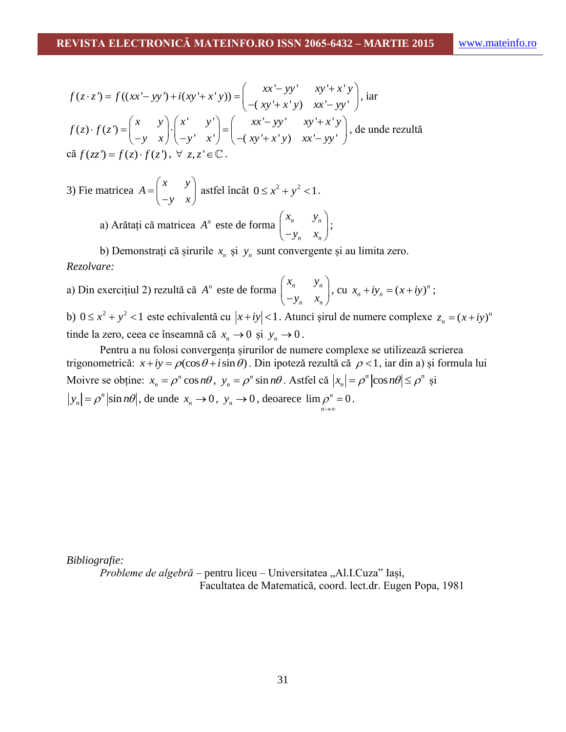$$f(z \cdot z') = f((xx' - yy') + i(xy' + x'y)) = \begin{pmatrix} xx' - yy' & xy' + x'y \\ -(xy' + x'y) & xx' - yy' \end{pmatrix}, \text{ iar}$$

$$f(z) \cdot f(z') = \begin{pmatrix} x & y \\ -y & x \end{pmatrix} \cdot \begin{pmatrix} x' & y' \\ -y' & x' \end{pmatrix} = \begin{pmatrix} xx' - yy' & xy' + x'y \\ -(xy' + x'y) & xx' - yy' \end{pmatrix}, \text{ de unde rezultă}$$

că $f(zz') = f(z) \cdot f(z')$, $\forall\ z, z' \in \mathbb{C}$.

3) Fie matricea $A = \begin{pmatrix} x & y \\ -y & x \end{pmatrix}$ astfel încât $0 \le x^2 + y^2 < 1$.

a) Arătați că matricea $A^n$ este de forma $\begin{pmatrix} x_n & y_n \\ -y_n & x_n \end{pmatrix}$;

b) Demonstrați că șirurile $x_n$ și $y_n$ sunt convergente și au limita zero.

*Rezolvare:*

a) Din exercițiul 2) rezultă că $A^n$ este de forma $\begin{pmatrix} x_n & y_n \\ -y_n & x_n \end{pmatrix}$, cu $x_n + iy_n = (x + iy)^n$;

b) $0 \le x^2 + y^2 < 1$ este echivalentă cu $|x + iy| < 1$. Atunci șirul de numere complexe $z_n = (x + iy)^n$ tinde la zero, ceea ce înseamnă că $x_n \to 0$ și $y_n \to 0$.

Pentru a nu folosi convergența șirurilor de numere complexe se utilizează scrierea trigonometrică: $x + iy = \rho(\cos\theta + i\sin\theta)$. Din ipoteză rezultă că $\rho < 1$, iar din a) și formula lui Moivre se obține: $x_n = \rho^n \cos n\theta$, $y_n = \rho^n \sin n\theta$. Astfel că $|x_n| = \rho^n |\cos n\theta| \le \rho^n$ și $|y_n| = \rho^n |\sin n\theta|$, de unde $x_n \to 0$, $y_n \to 0$, deoarece $\lim\limits_{n \to \infty} \rho^n = 0$.

*Bibliografie:*

*Probleme de algebră* – pentru liceu – Universitatea „Al.I.Cuza" Iași, Facultatea de Matematică, coord. lect.dr. Eugen Popa, 1981